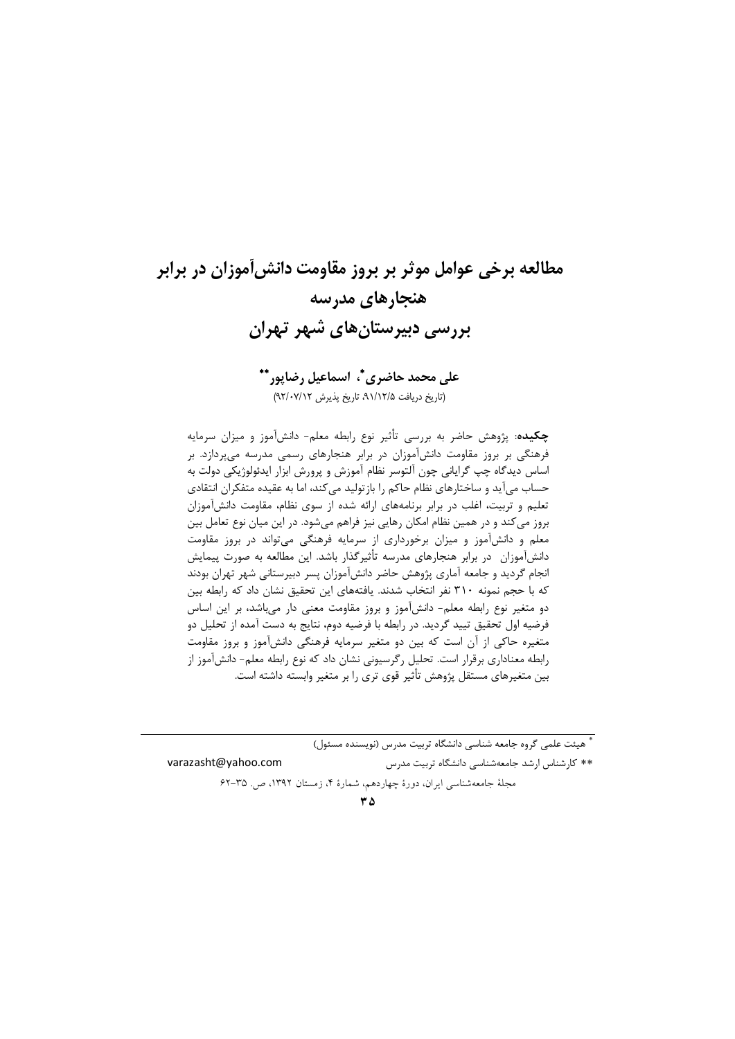# مطالعه برخی عوامل موثر بر بروز مقاومت دانش‌آموزان در برابر هنجارهای مدرسه
## بررسی دبیرستان‌های شهر تهران

**علی محمد حاضری\*، اسماعیل رضاپور\*\***

(تاریخ دریافت ۹۱/۱۲/۵، تاریخ پذیرش ۹۲/۰۷/۱۲)

**چکیده**: پژوهش حاضر به بررسی تأثیر نوع رابطه معلم- دانش‌آموز و میزان سرمایه فرهنگی بر بروز مقاومت دانش‌آموزان در برابر هنجارهای رسمی مدرسه می‌پردازد. بر اساس دیدگاه چپ گرایانی چون آلتوسر نظام آموزش و پرورش ابزار ایدئولوژیکی دولت به حساب می‌آید و ساختارهای نظام حاکم را بازتولید می‌کند، اما به عقیده متفکران انتقادی تعلیم و تربیت، اغلب در برابر برنامه‌های ارائه شده از سوی نظام، مقاومت دانش‌آموزان بروز می‌کند و در همین نظام امکان رهایی نیز فراهم می‌شود. در این میان نوع تعامل بین معلم و دانش‌آموز و میزان برخورداری از سرمایه فرهنگی می‌تواند در بروز مقاومت دانش‌آموزان در برابر هنجارهای مدرسه تأثیرگذار باشد. این مطالعه به صورت پیمایش انجام گردید و جامعه آماری پژوهش حاضر دانش‌آموزان پسر دبیرستانی شهر تهران بودند که با حجم نمونه ۳۱۰ نفر انتخاب شدند. یافته‌های این تحقیق نشان داد که رابطه بین دو متغیر نوع رابطه معلم- دانش‌آموز و بروز مقاومت معنی دار می‌باشد، بر این اساس فرضیه اول تحقیق تیید گردید. در رابطه با فرضیه دوم، نتایج به دست آمده از تحلیل دو متغیره حاکی از آن است که بین دو متغیر سرمایه فرهنگی دانش‌آموز و بروز مقاومت رابطه معناداری برقرار است. تحلیل رگرسیونی نشان داد که نوع رابطه معلم- دانش‌آموز از بین متغیرهای مستقل پژوهش تأثیر قوی تری را بر متغیر وابسته داشته است.

---

\* هیئت علمی گروه جامعه شناسی دانشگاه تربیت مدرس (نویسنده مسئول)

\*\* کارشناس ارشد جامعه‌شناسی دانشگاه تربیت مدرس varazasht@yahoo.com

مجلهٔ جامعه‌شناسی ایران، دورهٔ چهاردهم، شمارهٔ ۴، زمستان ۱۳۹۲، ص. ۳۵-۶۲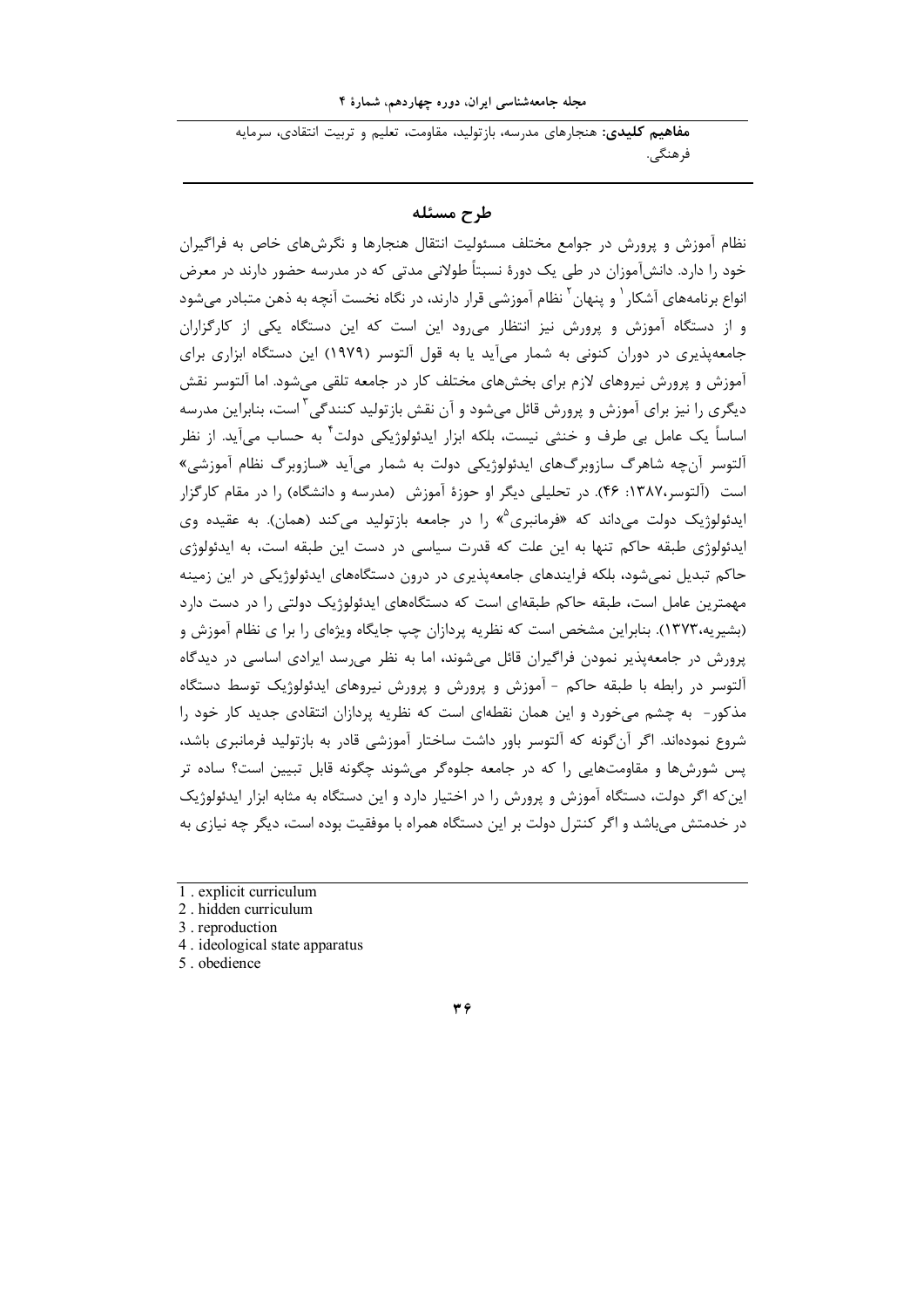**مفاهیم کلیدی:** هنجارهای مدرسه، بازتولید، مقاومت، تعلیم و تربیت انتقادی، سرمایه فرهنگی.

## طرح مسئله

نظام آموزش و پرورش در جوامع مختلف مسئولیت انتقال هنجارها و نگرش‌های خاص به فراگیران خود را دارد. دانش‌آموزان در طی یک دورهٔ نسبتاً طولانی مدتی که در مدرسه حضور دارند در معرض انواع برنامه‌های آشکار[1] و پنهان[2] نظام آموزشی قرار دارند، در نگاه نخست آنچه به ذهن متبادر می‌شود و از دستگاه آموزش و پرورش نیز انتظار می‌رود این است که این دستگاه یکی از کارگزاران جامعه‌پذیری در دوران کنونی به شمار می‌آید یا به قول آلتوسر (۱۹۷۹) این دستگاه ابزاری برای آموزش و پرورش نیروهای لازم برای بخش‌های مختلف کار در جامعه تلقی می‌شود. اما آلتوسر نقش دیگری را نیز برای آموزش و پرورش قائل می‌شود و آن نقش بازتولید کنندگی[3] است، بنابراین مدرسه اساساً یک عامل بی طرف و خنثی نیست، بلکه ابزار ایدئولوژیکی دولت[4] به حساب می‌آید. از نظر آلتوسر آن‌چه شاهرگ سازوبرگ‌های ایدئولوژیکی دولت به شمار می‌آید «سازوبرگ نظام آموزشی» است (آلتوسر،۱۳۸۷: ۴۶). در تحلیلی دیگر او حوزهٔ آموزش (مدرسه و دانشگاه) را در مقام کارگزار ایدئولوژیک دولت می‌داند که «فرمانبری[5]» را در جامعه بازتولید می‌کند (همان). به عقیده وی ایدئولوژی طبقه حاکم تنها به این علت که قدرت سیاسی در دست این طبقه است، به ایدئولوژی حاکم تبدیل نمی‌شود، بلکه فرایندهای جامعه‌پذیری در درون دستگاه‌های ایدئولوژیکی در این زمینه مهمترین عامل است، طبقه حاکم طبقه‌ای است که دستگاه‌های ایدئولوژیک دولتی را در دست دارد (بشیریه،۱۳۷۳). بنابراین مشخص است که نظریه پردازان چپ جایگاه ویژه‌ای را برا ی نظام آموزش و پرورش در جامعه‌پذیر نمودن فراگیران قائل می‌شوند، اما به نظر می‌رسد ایرادی اساسی در دیدگاه آلتوسر در رابطه با طبقه حاکم - آموزش و پرورش نیروهای ایدئولوژیک توسط دستگاه مذکور- به چشم می‌خورد و این همان نقطه‌ای است که نظریه پردازان انتقادی جدید کار خود را شروع نموده‌اند. اگر آن‌گونه که آلتوسر باور داشت ساختار آموزشی قادر به بازتولید فرمانبری باشد، پس شورش‌ها و مقاومت‌هایی را که در جامعه جلوه‌گر می‌شوند چگونه قابل تبیین است؟ ساده تر این‌که اگر دولت، دستگاه آموزش و پرورش را در اختیار دارد و این دستگاه به مثابه ابزار ایدئولوژیک در خدمتش می‌باشد و اگر کنترل دولت بر این دستگاه همراه با موفقیت بوده است، دیگر چه نیازی به

---

1 . explicit curriculum
2 . hidden curriculum
3 . reproduction
4 . ideological state apparatus
5 . obedience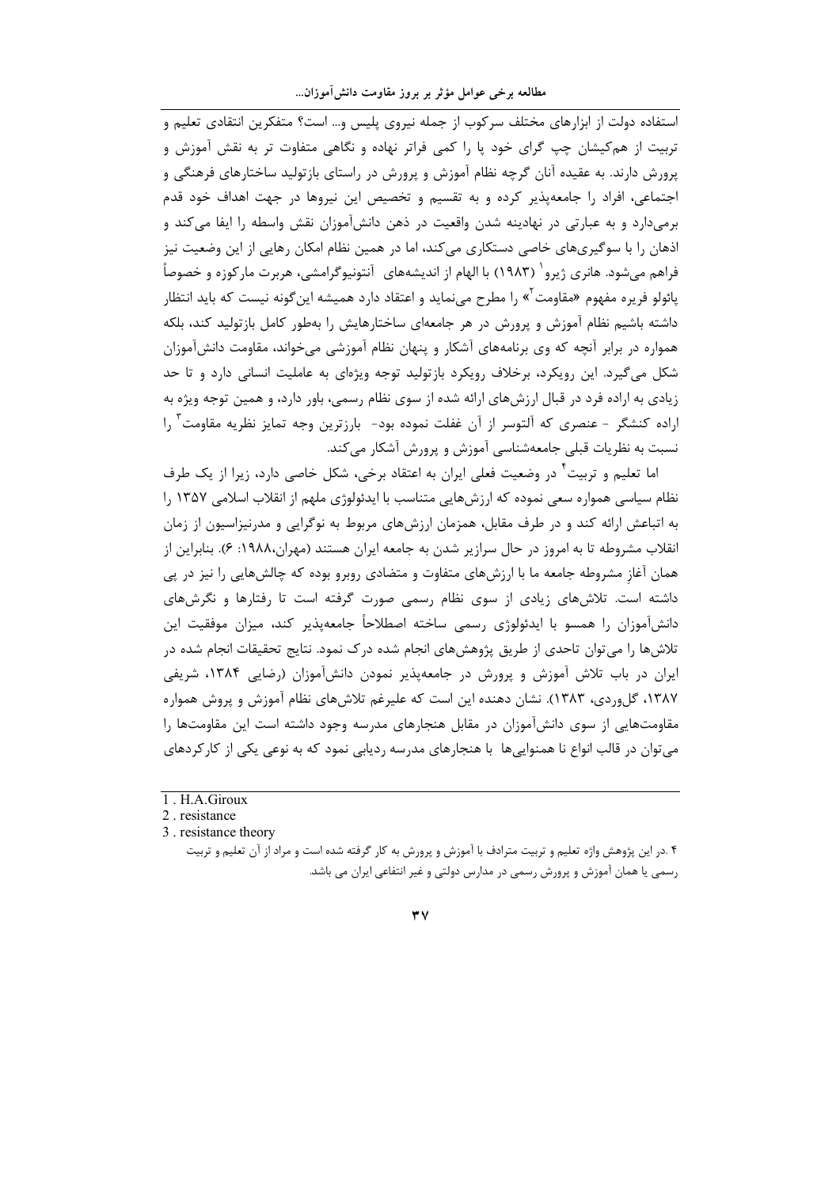استفاده دولت از ابزارهای مختلف سرکوب از جمله نیروی پلیس و... است؟ متفکرین انتقادی تعلیم و تربیت از هم‌کیشان چپ گرای خود پا را کمی فراتر نهاده و نگاهی متفاوت تر به نقش آموزش و پرورش دارند. به عقیده آنان گرچه نظام آموزش و پرورش در راستای بازتولید ساختارهای فرهنگی و اجتماعی، افراد را جامعه‌پذیر کرده و به تقسیم و تخصیص این نیروها در جهت اهداف خود قدم برمی‌دارد و به عبارتی در نهادینه شدن واقعیت در ذهن دانش‌آموزان نقش واسطه را ایفا می‌کند و اذهان را با سوگیری‌های خاصی دستکاری می‌کند، اما در همین نظام امکان رهایی از این وضعیت نیز فراهم می‌شود. هانری ژیرو[1] (۱۹۸۳) با الهام از اندیشه‌های آنتونیوگرامشی، هربرت مارکوزه و خصوصاً پائولو فریره مفهوم «مقاومت[2]» را مطرح می‌نماید و اعتقاد دارد همیشه این‌گونه نیست که باید انتظار داشته باشیم نظام آموزش و پرورش در هر جامعه‌ای ساختارهایش را به‌طور کامل بازتولید کند، بلکه همواره در برابر آنچه که وی برنامه‌های آشکار و پنهان نظام آموزشی می‌خواند، مقاومت دانش‌آموزان شکل می‌گیرد. این رویکرد، برخلاف رویکرد بازتولید توجه ویژه‌ای به عاملیت انسانی دارد و تا حد زیادی به اراده فرد در قبال ارزش‌های ارائه شده از سوی نظام رسمی، باور دارد، و همین توجه ویژه به اراده کنشگر - عنصری که آلتوسر از آن غفلت نموده بود- بارزترین وجه تمایز نظریه مقاومت[3] را نسبت به نظریات قبلی جامعه‌شناسی آموزش و پرورش آشکار می‌کند.

اما تعلیم و تربیت[4] در وضعیت فعلی ایران به اعتقاد برخی، شکل خاصی دارد، زیرا از یک طرف نظام سیاسی همواره سعی نموده که ارزش‌هایی متناسب با ایدئولوژی ملهم از انقلاب اسلامی ۱۳۵۷ را به اتباعش ارائه کند و در طرف مقابل، همزمان ارزش‌های مربوط به نوگرایی و مدرنیزاسیون از زمان انقلاب مشروطه تا به امروز در حال سرازیر شدن به جامعه ایران هستند (مهران،۱۹۸۸: ۶). بنابراین از همان آغازِ مشروطه جامعه ما با ارزش‌های متفاوت و متضادی روبرو بوده که چالش‌هایی را نیز در پی داشته است. تلاش‌های زیادی از سوی نظام رسمی صورت گرفته است تا رفتارها و نگرش‌های دانش‌آموزان را همسو با ایدئولوژی رسمی ساخته اصطلاحاً جامعه‌پذیر کند، میزان موفقیت این تلاش‌ها را می‌توان تاحدی از طریق پژوهش‌های انجام شده درک نمود. نتایج تحقیقات انجام شده در ایران در باب تلاش آموزش و پرورش در جامعه‌پذیر نمودن دانش‌آموزان (رضایی ۱۳۸۴، شریفی ۱۳۸۷، گل‌وردی، ۱۳۸۳). نشان دهنده این است که علیرغم تلاش‌های نظام آموزش و پروش همواره مقاومت‌هایی از سوی دانش‌آموزان در مقابل هنجارهای مدرسه وجود داشته است این مقاومت‌ها را می‌توان در قالب انواع نا همنوایی‌ها با هنجارهای مدرسه ردیابی نمود که به نوعی یکی از کارکردهای

---

1 . H.A.Giroux

2 . resistance

3 . resistance theory

۴ .در این پژوهش واژه تعلیم و تربیت مترادف با آموزش و پرورش به کار گرفته شده است و مراد از آن تعلیم و تربیت رسمی یا همان آموزش و پرورش رسمی در مدارس دولتی و غیر انتفاعی ایران می باشد.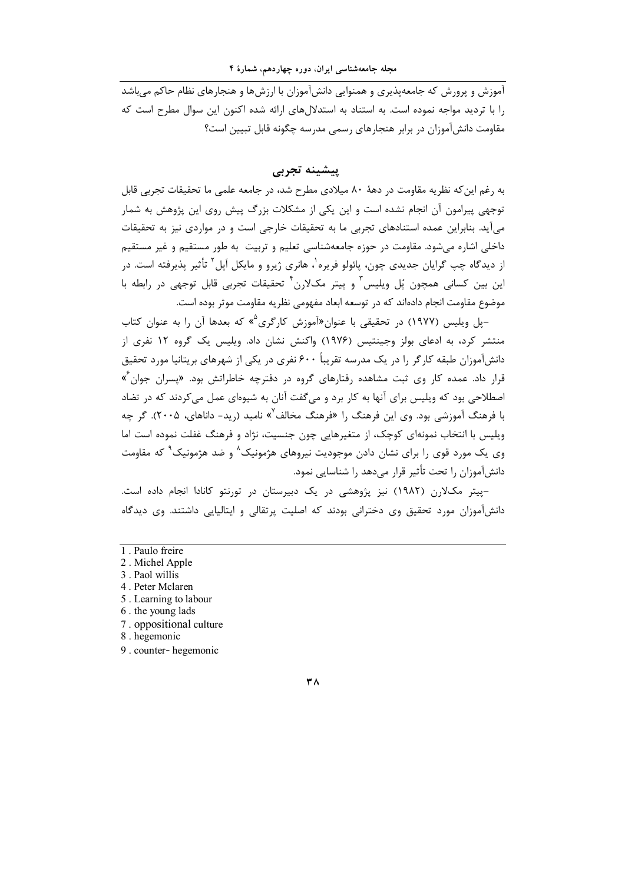آموزش و پرورش که جامعه‌پذیری و همنوایی دانش‌آموزان با ارزش‌ها و هنجارهای نظام حاکم می‌باشد را با تردید مواجه نموده است. به استناد به استدلال‌های ارائه شده اکنون این سوال مطرح است که مقاومت دانش‌آموزان در برابر هنجارهای رسمی مدرسه چگونه قابل تبیین است؟

## پیشینه تجربی

به رغم این‌که نظریه مقاومت در دههٔ ۸۰ میلادی مطرح شد، در جامعه علمی ما تحقیقات تجربی قابل توجهی پیرامون آن انجام نشده است و این یکی از مشکلات بزرگ پیش روی این پژوهش به شمار می‌آید. بنابراین عمده استنادهای تجربی ما به تحقیقات خارجی است و در مواردی نیز به تحقیقات داخلی اشاره می‌شود. مقاومت در حوزه جامعه‌شناسی تعلیم و تربیت به طور مستقیم و غیر مستقیم از دیدگاه چپ گرایان جدیدی چون، پائولو فریره[1]، هانری ژیرو و مایکل آپل[2] تأثیر پذیرفته است. در این بین کسانی همچون پُل ویلیس[3] و پیتر مک‌لارن[4] تحقیقات تجربی قابل توجهی در رابطه با موضوع مقاومت انجام داده‌اند که در توسعه ابعاد مفهومی نظریه مقاومت موثر بوده است.

-پل ویلیس (۱۹۷۷) در تحقیقی با عنوان«آموزش کارگری[5]» که بعدها آن را به عنوان کتاب منتشر کرد، به ادعای بولز وجینتیس (۱۹۷۶) واکنش نشان داد. ویلیس یک گروه ۱۲ نفری از دانش‌آموزان طبقه کارگر را در یک مدرسه تقریباً ۶۰۰ نفری در یکی از شهرهای بریتانیا مورد تحقیق قرار داد. عمده کار وی ثبت مشاهده رفتارهای گروه در دفترچه خاطراتش بود. «پسران جوان[6]» اصطلاحی بود که ویلیس برای آنها به کار برد و می‌گفت آنان به شیوه‌ای عمل می‌کردند که در تضاد با فرهنگ آموزشی بود. وی این فرهنگ را «فرهنگ مخالف[7]» نامید (رید- داناهای، ۲۰۰۵). گر چه ویلیس با انتخاب نمونه‌ای کوچک، از متغیرهایی چون جنسیت، نژاد و فرهنگ غفلت نموده است اما وی یک مورد قوی را برای نشان دادن موجودیت نیروهای هژمونیک[8] و ضد هژمونیک[9] که مقاومت دانش‌آموزان را تحت تأثیر قرار می‌دهد را شناسایی نمود.

-پیتر مک‌لارن (۱۹۸۲) نیز پژوهشی در یک دبیرستان در تورنتو کانادا انجام داده است. دانش‌آموزان مورد تحقیق وی دخترانی بودند که اصلیت پرتقالی و ایتالیایی داشتند. وی دیدگاه

---

1 . Paulo freire
2 . Michel Apple
3 . Paol willis
4 . Peter Mclaren
5 . Learning to labour
6 . the young lads
7 . oppositional culture
8 . hegemonic
9 . counter- hegemonic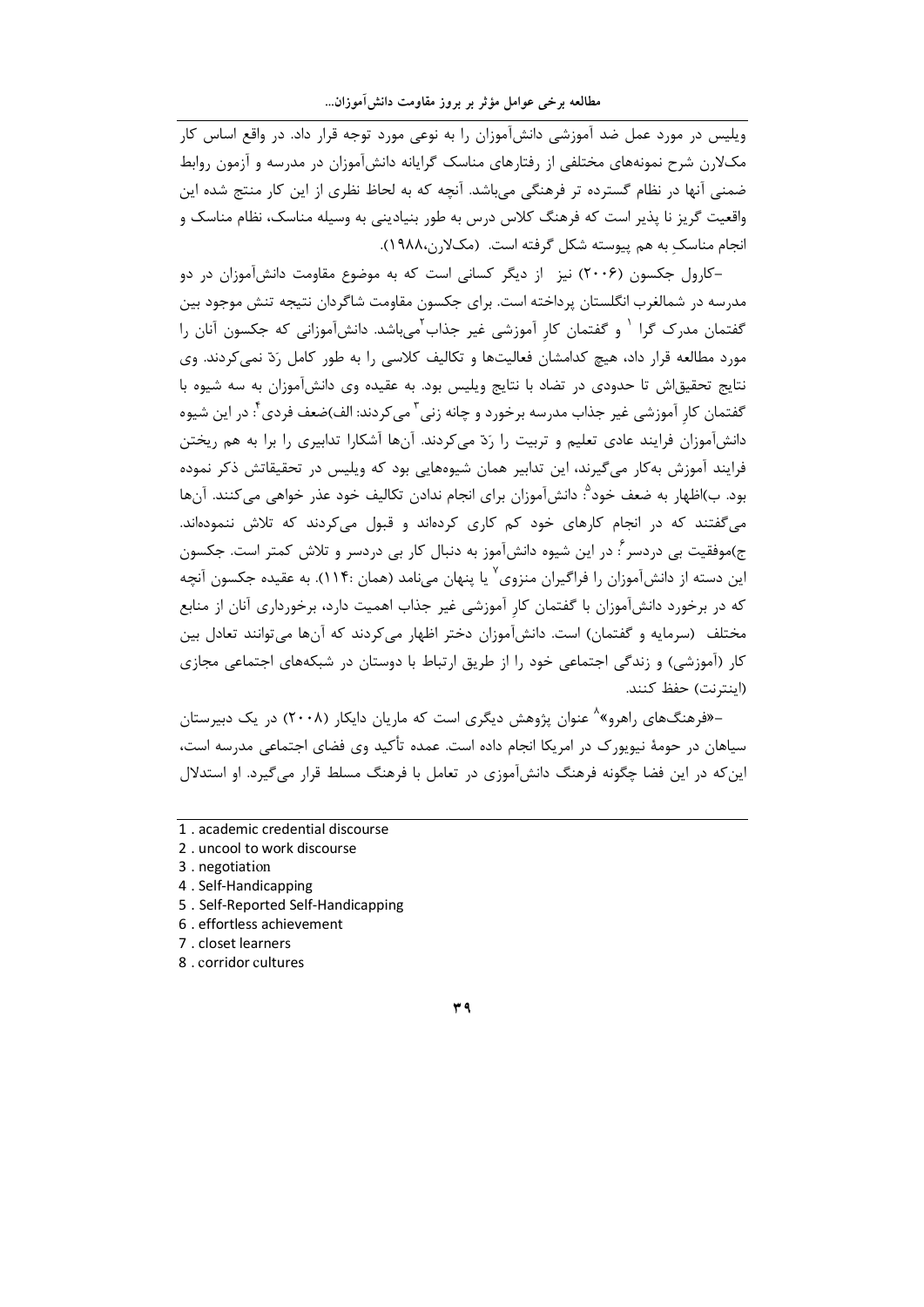ویلیس در مورد عمل ضد آموزشی دانش‌آموزان را به نوعی مورد توجه قرار داد. در واقع اساس کار مک‌لارن شرح نمونه‌های مختلفی از رفتارهای مناسک گرایانه دانش‌آموزان در مدرسه و آزمون روابط ضمنی آنها در نظام گسترده تر فرهنگی می‌باشد. آنچه که به لحاظ نظری از این کار منتج شده این واقعیت گریز نا پذیر است که فرهنگ کلاس درس به طور بنیادینی به وسیله مناسک، نظام مناسک و انجام مناسکِ به هم پیوسته شکل گرفته است. (مک‌لارن،۱۹۸۸).

-کارول جکسون (۲۰۰۶) نیز از دیگر کسانی است که به موضوع مقاومت دانش‌آموزان در دو مدرسه در شمالغرب انگلستان پرداخته است. برای جکسون مقاومت شاگردان نتیجه تنش موجود بین گفتمان مدرک گرا [1] و گفتمان کارِ آموزشی غیر جذاب[2] می‌باشد. دانش‌آموزانی که جکسون آنان را مورد مطالعه قرار داد، هیچ کدامشان فعالیت‌ها و تکالیف کلاسی را به طور کامل رَدّ نمی‌کردند. وی نتایج تحقیق‌اش تا حدودی در تضاد با نتایج ویلیس بود. به عقیده وی دانش‌آموزان به سه شیوه با گفتمان کارِ آموزشی غیر جذاب مدرسه برخورد و چانه زنی[3] می‌کردند: الف)ضعف فردی[4]: در این شیوه دانش‌آموزان فرایند عادی تعلیم و تربیت را رَدّ می‌کردند. آن‌ها آشکارا تدابیری را برا به هم ریختن فرایند آموزش به‌کار می‌گیرند، این تدابیر همان شیوه‌هایی بود که ویلیس در تحقیقاتش ذکر نموده بود. ب)اظهار به ضعف خود[5]: دانش‌آموزان برای انجام ندادن تکالیف خود عذر خواهی می‌کنند. آن‌ها می‌گفتند که در انجام کارهای خود کم کاری کرده‌اند و قبول می‌کردند که تلاش ننموده‌اند. ج)موفقیت بی دردسر[6]: در این شیوه دانش‌آموز به دنبال کار بی دردسر و تلاش کمتر است. جکسون این دسته از دانش‌آموزان را فراگیران منزوی[7] یا پنهان می‌نامد (همان :۱۱۴). به عقیده جکسون آنچه که در برخورد دانش‌آموزان با گفتمان کارِ آموزشی غیر جذاب اهمیت دارد، برخورداری آنان از منابع مختلف (سرمایه و گفتمان) است. دانش‌آموزان دختر اظهار می‌کردند که آن‌ها می‌توانند تعادل بین کار (آموزشی) و زندگی اجتماعی خود را از طریق ارتباط با دوستان در شبکه‌های اجتماعی مجازی (اینترنت) حفظ کنند.

-«فرهنگ‌های راهرو»[8] عنوان پژوهش دیگری است که ماریان دایکار (۲۰۰۸) در یک دبیرستان سیاهان در حومهٔ نیویورک در امریکا انجام داده است. عمده تأکید وی فضای اجتماعی مدرسه است، این‌که در این فضا چگونه فرهنگ دانش‌آموزی در تعامل با فرهنگ مسلط قرار می‌گیرد. او استدلال

---

1 . academic credential discourse
2 . uncool to work discourse
3 . negotiation
4 . Self-Handicapping
5 . Self-Reported Self-Handicapping
6 . effortless achievement
7 . closet learners
8 . corridor cultures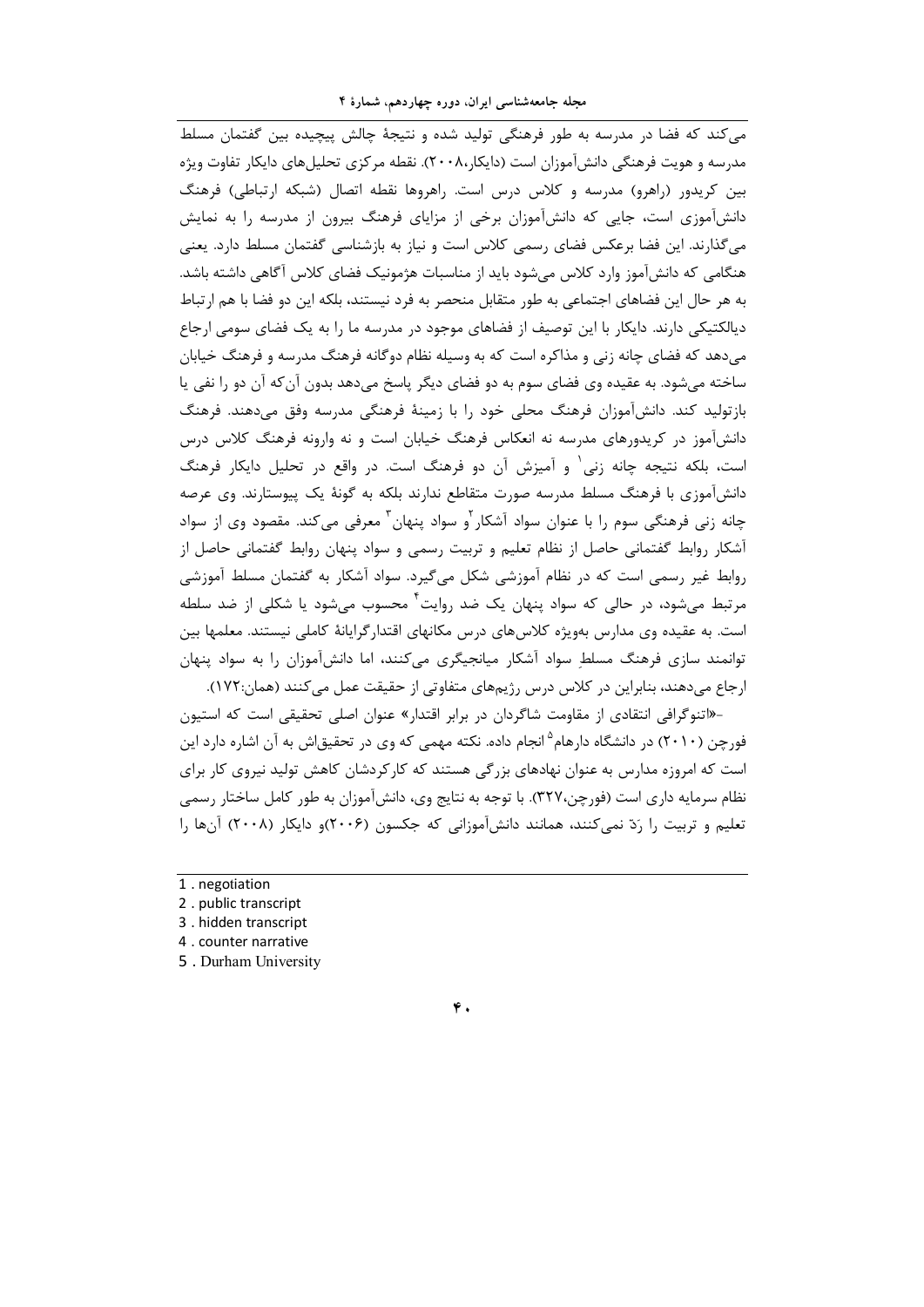می‌کند که فضا در مدرسه به طور فرهنگی تولید شده و نتیجهٔ چالش پیچیده بین گفتمان مسلط مدرسه و هویت فرهنگی دانش‌آموزان است (دایکار،۲۰۰۸). نقطه مرکزی تحلیل‌های دایکار تفاوت ویژه بین کریدور (راهرو) مدرسه و کلاس درس است. راهروها نقطه اتصال (شبکه ارتباطی) فرهنگ دانش‌آموزی است، جایی که دانش‌آموزان برخی از مزایای فرهنگ بیرون از مدرسه را به نمایش می‌گذارند. این فضا برعکس فضای رسمی کلاس است و نیاز به بازشناسی گفتمان مسلط دارد. یعنی هنگامی که دانش‌آموز وارد کلاس می‌شود باید از مناسبات هژمونیک فضای کلاس آگاهی داشته باشد. به هر حال این فضاهای اجتماعی به طور متقابل منحصر به فرد نیستند، بلکه این دو فضا با هم ارتباط دیالکتیکی دارند. دایکار با این توصیف از فضاهای موجود در مدرسه ما را به یک فضای سومی ارجاع می‌دهد که فضای چانه زنی و مذاکره است که به وسیله نظام دوگانه فرهنگ مدرسه و فرهنگ خیابان ساخته می‌شود. به عقیده وی فضای سوم به دو فضای دیگر پاسخ می‌دهد بدون آن‌که آن دو را نفی یا بازتولید کند. دانش‌آموزان فرهنگ محلی خود را با زمینهٔ فرهنگی مدرسه وفق می‌دهند. فرهنگ دانش‌آموز در کریدورهای مدرسه نه انعکاس فرهنگ خیابان است و نه وارونه فرهنگ کلاس درس است، بلکه نتیجه چانه زنی[1] و آمیزش آن دو فرهنگ است. در واقع در تحلیل دایکار فرهنگ دانش‌آموزی با فرهنگ مسلط مدرسه صورت متقاطع ندارند بلکه به گونهٔ یک پیوستارند. وی عرصه چانه زنی فرهنگی سوم را با عنوان سواد آشکار[2] و سواد پنهان[3] معرفی می‌کند. مقصود وی از سواد آشکار روابط گفتمانی حاصل از نظام تعلیم و تربیت رسمی و سواد پنهان روابط گفتمانی حاصل از روابط غیر رسمی است که در نظام آموزشی شکل می‌گیرد. سواد آشکار به گفتمان مسلط آموزشی مرتبط می‌شود، در حالی که سواد پنهان یک ضد روایت[4] محسوب می‌شود یا شکلی از ضد سلطه است. به عقیده وی مدارس به‌ویژه کلاس‌های درس مکانهای اقتدارگرایانهٔ کاملی نیستند. معلمها بین توانمند سازی فرهنگ مسلطِ سواد آشکار میانجیگری می‌کنند، اما دانش‌آموزان را به سواد پنهان ارجاع می‌دهند، بنابراین در کلاس درس رژیم‌های متفاوتی از حقیقت عمل می‌کنند (همان:۱۷۲).

-«اتنوگرافی انتقادی از مقاومت شاگردان در برابر اقتدار» عنوان اصلی تحقیقی است که استیون فورچن (۲۰۱۰) در دانشگاه دارهام[5] انجام داده. نکته مهمی که وی در تحقیق‌اش به آن اشاره دارد این است که امروزه مدارس به عنوان نهادهای بزرگی هستند که کارکردشان کاهش تولید نیروی کار برای نظام سرمایه داری است (فورچن،۳۲۷). با توجه به نتایج وی، دانش‌آموزان به طور کامل ساختار رسمی تعلیم و تربیت را رَدّ نمی‌کنند، همانند دانش‌آموزانی که جکسون (۲۰۰۶)و دایکار (۲۰۰۸) آن‌ها را

---

1 . negotiation
2 . public transcript
3 . hidden transcript
4 . counter narrative
5 . Durham University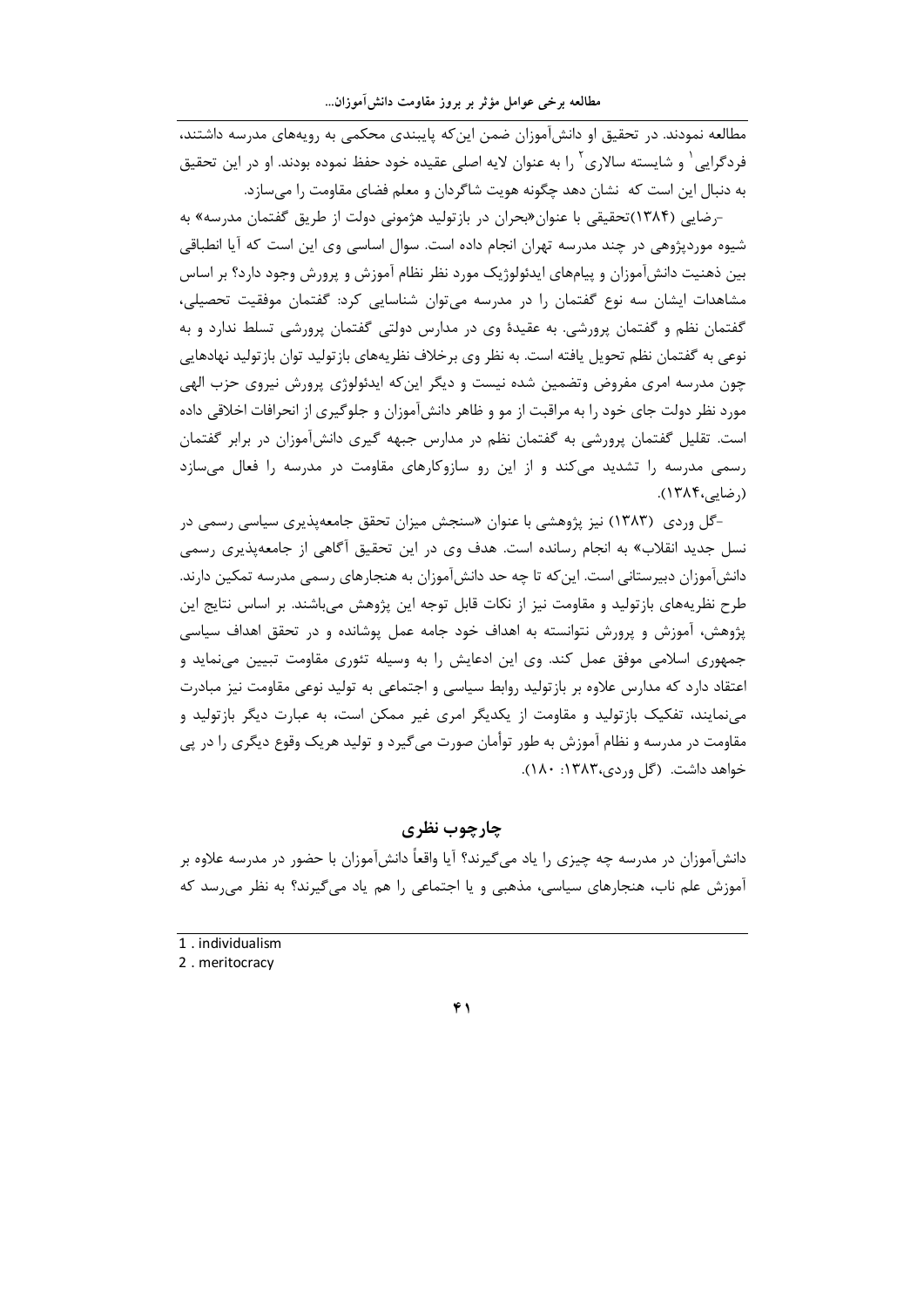مطالعه نمودند. در تحقیق او دانش‌آموزان ضمن این‌که پایبندی محکمی به رویه‌های مدرسه داشتند، فردگرایی[1] و شایسته سالاری[2] را به عنوان لایه اصلی عقیده خود حفظ نموده بودند. او در این تحقیق به دنبال این است که نشان دهد چگونه هویت شاگردان و معلم فضای مقاومت را می‌سازد.

-رضایی (۱۳۸۴)تحقیقی با عنوان«بحران در بازتولید هژمونی دولت از طریق گفتمان مدرسه» به شیوه موردپژوهی در چند مدرسه تهران انجام داده است. سوال اساسی وی این است که آیا انطباقی بین ذهنیت دانش‌آموزان و پیام‌های ایدئولوژیک مورد نظر نظام آموزش و پرورش وجود دارد؟ بر اساس مشاهدات ایشان سه نوع گفتمان را در مدرسه می‌توان شناسایی کرد: گفتمان موفقیت تحصیلی، گفتمان نظم و گفتمان پرورشی. به عقیدهٔ وی در مدارس دولتی گفتمان پرورشی تسلط ندارد و به نوعی به گفتمان نظم تحویل یافته است. به نظر وی برخلاف نظریه‌های بازتولید توان بازتولید نهادهایی چون مدرسه امری مفروض وتضمین شده نیست و دیگر این‌که ایدئولوژی پرورش نیروی حزب الهی مورد نظر دولت جای خود را به مراقبت از مو و ظاهر دانش‌آموزان و جلوگیری از انحرافات اخلاقی داده است. تقلیل گفتمان پرورشی به گفتمان نظم در مدارس جبهه گیری دانش‌آموزان در برابر گفتمان رسمی مدرسه را تشدید می‌کند و از این رو سازوکارهای مقاومت در مدرسه را فعال می‌سازد (رضایی،۱۳۸۴).

-گل وردی (۱۳۸۳) نیز پژوهشی با عنوان «سنجش میزان تحقق جامعه‌پذیری سیاسی رسمی در نسل جدید انقلاب» به انجام رسانده است. هدف وی در این تحقیق آگاهی از جامعه‌پذیری رسمی دانش‌آموزان دبیرستانی است. این‌که تا چه حد دانش‌آموزان به هنجارهای رسمی مدرسه تمکین دارند. طرح نظریه‌های بازتولید و مقاومت نیز از نکات قابل توجه این پژوهش می‌باشند. بر اساس نتایج این پژوهش، آموزش و پرورش نتوانسته به اهداف خود جامه عمل پوشانده و در تحقق اهداف سیاسی جمهوری اسلامی موفق عمل کند. وی این ادعایش را به وسیله تئوری مقاومت تبیین می‌نماید و اعتقاد دارد که مدارس علاوه بر بازتولید روابط سیاسی و اجتماعی به تولید نوعی مقاومت نیز مبادرت می‌نمایند، تفکیک بازتولید و مقاومت از یکدیگر امری غیر ممکن است، به عبارت دیگر بازتولید و مقاومت در مدرسه و نظام آموزش به طور توأمان صورت می‌گیرد و تولید هریک وقوع دیگری را در پی خواهد داشت. (گل وردی،۱۳۸۳: ۱۸۰).

## چارچوب نظری

دانش‌آموزان در مدرسه چه چیزی را یاد می‌گیرند؟ آیا واقعاً دانش‌آموزان با حضور در مدرسه علاوه بر آموزش علم ناب، هنجارهای سیاسی، مذهبی و یا اجتماعی را هم یاد می‌گیرند؟ به نظر می‌رسد که

---

1 . individualism

2 . meritocracy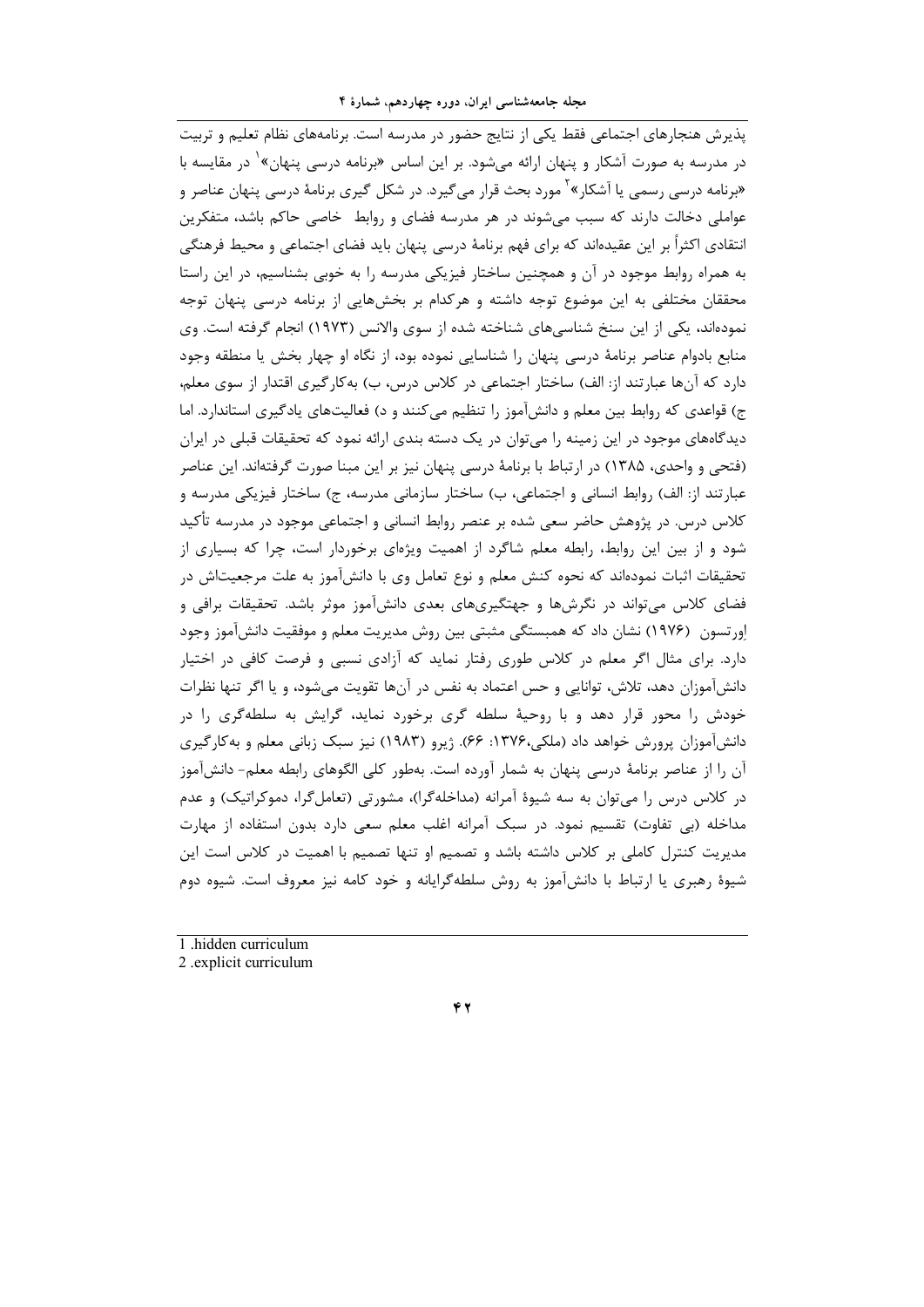پذیرش هنجارهای اجتماعی فقط یکی از نتایج حضور در مدرسه است. برنامه‌های نظام تعلیم و تربیت در مدرسه به صورت آشکار و پنهان ارائه می‌شود. بر این اساس «برنامه درسی پنهان»[1] در مقایسه با «برنامه درسی رسمی یا آشکار»[2] مورد بحث قرار می‌گیرد. در شکل گیری برنامۀ درسی پنهان عناصر و عواملی دخالت دارند که سبب می‌شوند در هر مدرسه فضای و روابط خاصی حاکم باشد، متفکرین انتقادی اکثراً بر این عقیده‌اند که برای فهم برنامۀ درسی پنهان باید فضای اجتماعی و محیط فرهنگی به همراه روابط موجود در آن و همچنین ساختار فیزیکی مدرسه را به خوبی بشناسیم، در این راستا محققان مختلفی به این موضوع توجه داشته و هرکدام بر بخش‌هایی از برنامه درسی پنهان توجه نموده‌اند، یکی از این سنخ شناسی‌های شناخته شده از سوی والانس (۱۹۷۳) انجام گرفته است. وی منابع بادوام عناصر برنامۀ درسی پنهان را شناسایی نموده بود، از نگاه او چهار بخش یا منطقه وجود دارد که آن‌ها عبارتند از: الف) ساختار اجتماعی در کلاس درس، ب) به‌کارگیری اقتدار از سوی معلم، ج) قواعدی که روابط بین معلم و دانش‌آموز را تنظیم می‌کنند و د) فعالیت‌های یادگیری استاندارد. اما دیدگاه‌های موجود در این زمینه را می‌توان در یک دسته بندی ارائه نمود که تحقیقات قبلی در ایران (فتحی و واحدی، ۱۳۸۵) در ارتباط با برنامۀ درسی پنهان نیز بر این مبنا صورت گرفته‌اند. این عناصر عبارتند از: الف) روابط انسانی و اجتماعی، ب) ساختار سازمانی مدرسه، ج) ساختار فیزیکی مدرسه و کلاس درس. در پژوهش حاضر سعی شده بر عنصر روابط انسانی و اجتماعی موجود در مدرسه تأکید شود و از بین این روابط، رابطه معلم شاگرد از اهمیت ویژه‌ای برخوردار است، چرا که بسیاری از تحقیقات اثبات نموده‌اند که نحوه کنش معلم و نوع تعامل وی با دانش‌آموز به علت مرجعیت‌اش در فضای کلاس می‌تواند در نگرش‌ها و جهتگیری‌های بعدی دانش‌آموز موثر باشد. تحقیقات برافی و اِورتسون (۱۹۷۶) نشان داد که همبستگی مثبتی بین روش مدیریت معلم و موفقیت دانش‌آموز وجود دارد. برای مثال اگر معلم در کلاس طوری رفتار نماید که آزادی نسبی و فرصت کافی در اختیار دانش‌آموزان دهد، تلاش، توانایی و حس اعتماد به نفس در آن‌ها تقویت می‌شود، و یا اگر تنها نظرات خودش را محور قرار دهد و با روحیۀ سلطه گری برخورد نماید، گرایش به سلطه‌گری را در دانش‌آموزان پرورش خواهد داد (ملکی،۱۳۷۶: ۶۶). ژیرو (۱۹۸۳) نیز سبک زبانی معلم و به‌کارگیری آن را از عناصر برنامۀ درسی پنهان به شمار آورده است. به‌طور کلی الگوهای رابطه معلم- دانش‌آموز در کلاس درس را می‌توان به سه شیوۀ آمرانه (مداخله‌گرا)، مشورتی (تعامل‌گرا، دموکراتیک) و عدم مداخله (بی تفاوت) تقسیم نمود. در سبک آمرانه اغلب معلم سعی دارد بدون استفاده از مهارت مدیریت کنترل کاملی بر کلاس داشته باشد و تصمیم او تنها تصمیم با اهمیت در کلاس است این شیوۀ رهبری یا ارتباط با دانش‌آموز به روش سلطه‌گرایانه و خود کامه نیز معروف است. شیوه دوم

1 .hidden curriculum
2 .explicit curriculum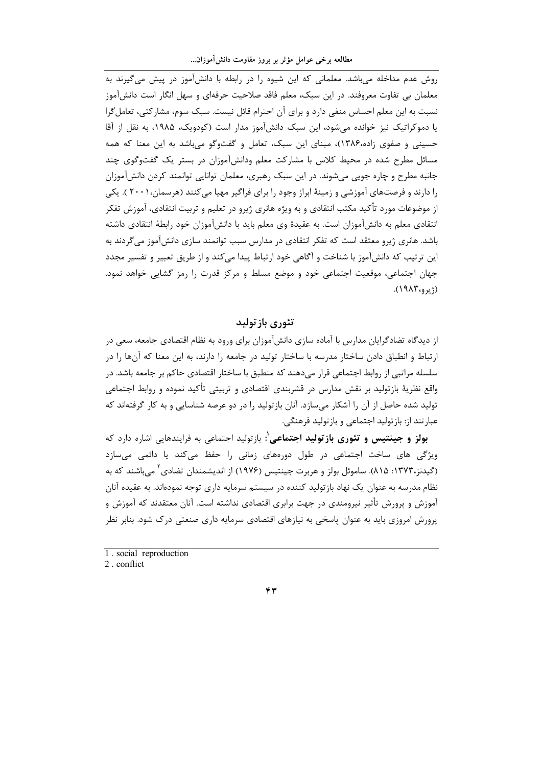روش عدم مداخله می‌باشد. معلمانی که این شیوه را در رابطه با دانش‌آموز در پیش می‌گیرند به معلمان بی تفاوت معروفند. در این سبک، معلم فاقد صلاحیت حرفه‌ای و سهل انگار است دانش‌آموز نسبت به این معلم احساس منفی دارد و برای آن احترام قائل نیست. سبک سوم، مشارکتی، تعامل‌گرا یا دموکراتیک نیز خوانده می‌شود، این سبک دانش‌آموز مدار است (کودویک، ۱۹۸۵، به نقل از آقا حسینی و صفوی زاده،۱۳۸۶)، مبنای این سبک، تعامل و گفت‌وگو می‌باشد به این معنا که همه مسائل مطرح شده در محیط کلاس با مشارکت معلم ودانش‌آموزان در بستر یک گفت‌وگوی چند جانبه مطرح و چاره جویی می‌شوند. در این سبک رهبری، معلمان توانایی توانمند کردن دانش‌آموزان را دارند و فرصت‌های آموزشی و زمینهٔ ابراز وجود را برای فراگیر مهیا می‌کنند (هرسمان،۲۰۰۱ ). یکی از موضوعات مورد تأکید مکتب انتقادی و به ویژه هانری ژیرو در تعلیم و تربیت انتقادی، آموزش تفکر انتقادی معلم به دانش‌آموزان است. به عقیدهٔ وی معلم باید با دانش‌آموزان خود رابطهٔ انتقادی داشته باشد. هانری ژیرو معتقد است که تفکر انتقادی در مدارس سبب توانمند سازی دانش‌آموز می‌گردند به این ترتیب که دانش‌آموز با شناخت و آگاهی خود ارتباط پیدا می‌کند و از طریق تعبیر و تفسیر مجدد جهان اجتماعی، موقعیت اجتماعی خود و موضع مسلط و مرکز قدرت را رمز گشایی خواهد نمود. (ژیرو،۱۹۸۳).

## تئوری بازتولید

از دیدگاه تضادگرایان مدارس با آماده سازی دانش‌آموزان برای ورود به نظام اقتصادی جامعه، سعی در ارتباط و انطباق دادن ساختار مدرسه با ساختار تولید در جامعه را دارند، به این معنا که آن‌ها را در سلسله مراتبی از روابط اجتماعی قرار می‌دهند که منطبق با ساختار اقتصادی حاکم بر جامعه باشد. در واقع نظریهٔ بازتولید بر نقش مدارس در قشربندی اقتصادی و تربیتی تأکید نموده و روابط اجتماعی تولید شده حاصل از آن را آشکار می‌سازد. آنان بازتولید را در دو عرصه شناسایی و به کار گرفته‌اند که عبارتند از: بازتولید اجتماعی و بازتولید فرهنگی.

**بولز و جینتیس و تئوری بازتولید اجتماعی**[1]: بازتولید اجتماعی به فرایندهایی اشاره دارد که ویژگی های ساخت اجتماعی در طول دوره‌های زمانی را حفظ می‌کند یا دائمی می‌سازد (گیدنز،۱۳۷۳: ۸۱۵). ساموئل بولز و هربرت جینتیس (۱۹۷۶) از اندیشمندان تضادی[2] می‌باشند که به نظام مدرسه به عنوان یک نهاد بازتولید کننده در سیستم سرمایه داری توجه نموده‌اند. به عقیده آنان آموزش و پرورش تأثیر نیرومندی در جهت برابری اقتصادی نداشته است. آنان معتقدند که آموزش و پرورش امروزی باید به عنوان پاسخی به نیازهای اقتصادی سرمایه داری صنعتی درک شود. بنابر نظر

---

1 . social reproduction

2 . conflict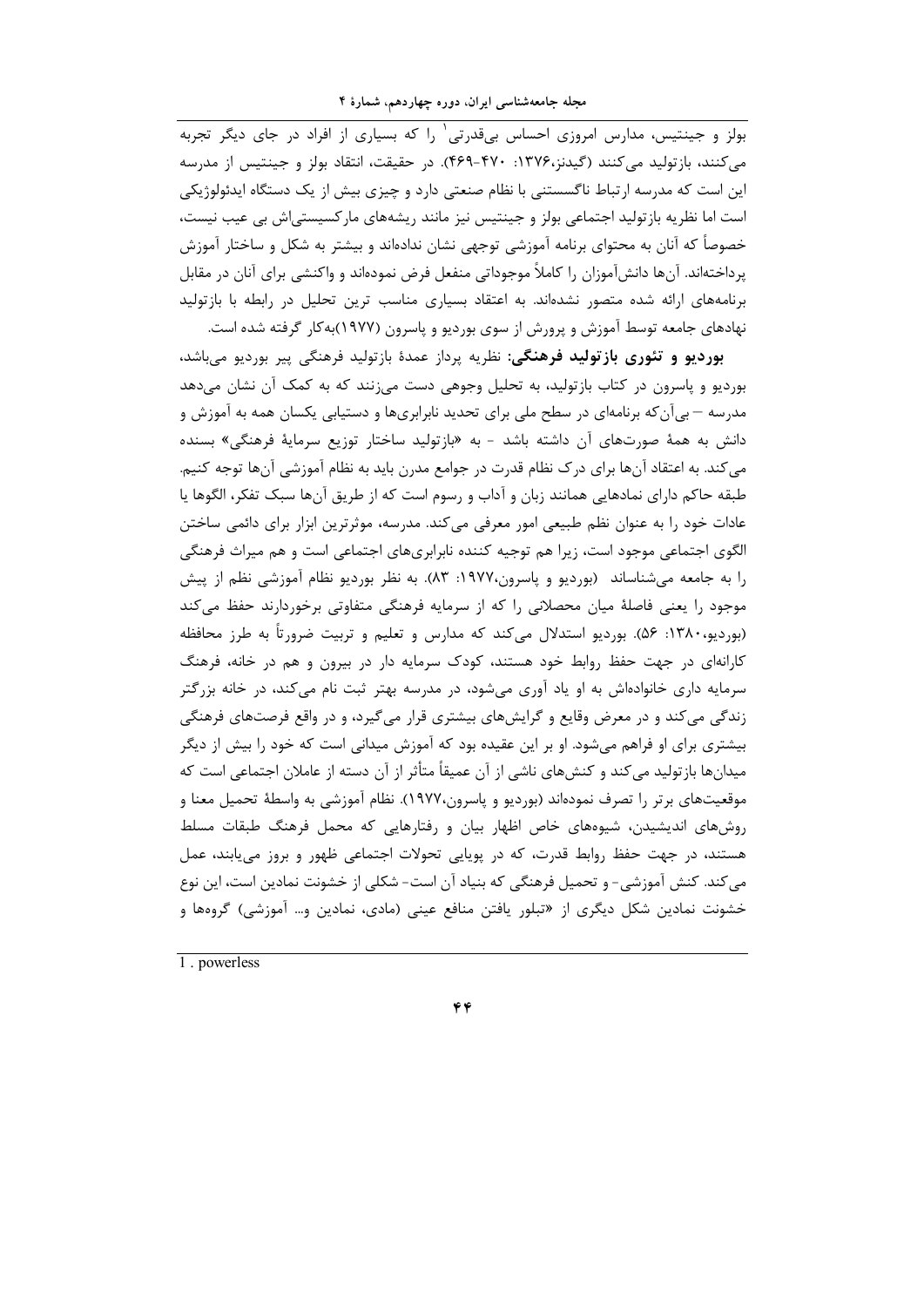بولز و جینتیس، مدارس امروزی احساس بی‌قدرتی[1] را که بسیاری از افراد در جای دیگر تجربه می‌کنند، بازتولید می‌کنند (گیدنز،۱۳۷۶: ۴۷۰-۴۶۹). در حقیقت، انتقاد بولز و جینتیس از مدرسه این است که مدرسه ارتباط ناگسستنی با نظام صنعتی دارد و چیزی بیش از یک دستگاه ایدئولوژیکی است اما نظریه بازتولید اجتماعی بولز و جینتیس نیز مانند ریشه‌های مارکسیستی‌اش بی عیب نیست، خصوصاً که آنان به محتوای برنامه آموزشی توجهی نشان نداده‌اند و بیشتر به شکل و ساختار آموزش پرداخته‌اند. آن‌ها دانش‌آموزان را کاملاً موجوداتی منفعل فرض نموده‌اند و واکنشی برای آنان در مقابل برنامه‌های ارائه شده متصور نشده‌اند. به اعتقاد بسیاری مناسب ترین تحلیل در رابطه با بازتولید نهادهای جامعه توسط آموزش و پرورش از سوی بوردیو و پاسرون (۱۹۷۷)به‌کار گرفته شده است.

**بوردیو و تئوری بازتولید فرهنگی:** نظریه پرداز عمدهٔ بازتولید فرهنگی پیر بوردیو می‌باشد، بوردیو و پاسرون در کتاب بازتولید، به تحلیل وجوهی دست می‌زنند که به کمک آن نشان می‌دهد مدرسه – بی‌آن‌که برنامه‌ای در سطح ملی برای تحدید نابرابری‌ها و دستیابی یکسان همه به آموزش و دانش به همهٔ صورت‌های آن داشته باشد - به «بازتولید ساختار توزیع سرمایهٔ فرهنگی» بسنده می‌کند. به اعتقاد آن‌ها برای درک نظام قدرت در جوامع مدرن باید به نظام آموزشی آن‌ها توجه کنیم. طبقه حاکم دارای نمادهایی همانند زبان و آداب و رسوم است که از طریق آن‌ها سبک تفکر، الگوها یا عادات خود را به عنوان نظم طبیعی امور معرفی می‌کند. مدرسه، موثرترین ابزار برای دائمی ساختن الگوی اجتماعی موجود است، زیرا هم توجیه کننده نابرابری‌های اجتماعی است و هم میراث فرهنگی را به جامعه می‌شناساند (بوردیو و پاسرون،۱۹۷۷: ۸۳). به نظر بوردیو نظام آموزشی نظم از پیش موجود را یعنی فاصلهٔ میان محصلانی را که از سرمایه فرهنگی متفاوتی برخوردارند حفظ می‌کند (بوردیو،۱۳۸۰: ۵۶). بوردیو استدلال می‌کند که مدارس و تعلیم و تربیت ضرورتاً به طرز محافظه کارانه‌ای در جهت حفظ روابط خود هستند، کودک سرمایه دار در بیرون و هم در خانه، فرهنگ سرمایه داری خانواده‌اش به او یاد آوری می‌شود، در مدرسه بهتر ثبت نام می‌کند، در خانه بزرگتر زندگی می‌کند و در معرض وقایع و گرایش‌های بیشتری قرار می‌گیرد، و در واقع فرصت‌های فرهنگی بیشتری برای او فراهم می‌شود. او بر این عقیده بود که آموزش میدانی است که خود را بیش از دیگر میدان‌ها بازتولید می‌کند و کنش‌های ناشی از آن عمیقاً متأثر از آن دسته از عاملان اجتماعی است که موقعیت‌های برتر را تصرف نموده‌اند (بوردیو و پاسرون،۱۹۷۷). نظام آموزشی به واسطهٔ تحمیل معنا و روش‌های اندیشیدن، شیوه‌های خاص اظهار بیان و رفتارهایی که محمل فرهنگ طبقات مسلط هستند، در جهت حفظ روابط قدرت، که در پویایی تحولات اجتماعی ظهور و بروز می‌یابند، عمل می‌کند. کنش آموزشی- و تحمیل فرهنگی که بنیاد آن است- شکلی از خشونت نمادین است، این نوع خشونت نمادین شکل دیگری از «تبلور یافتن منافع عینی (مادی، نمادین و... آموزشی) گروه‌ها و

---

1 . powerless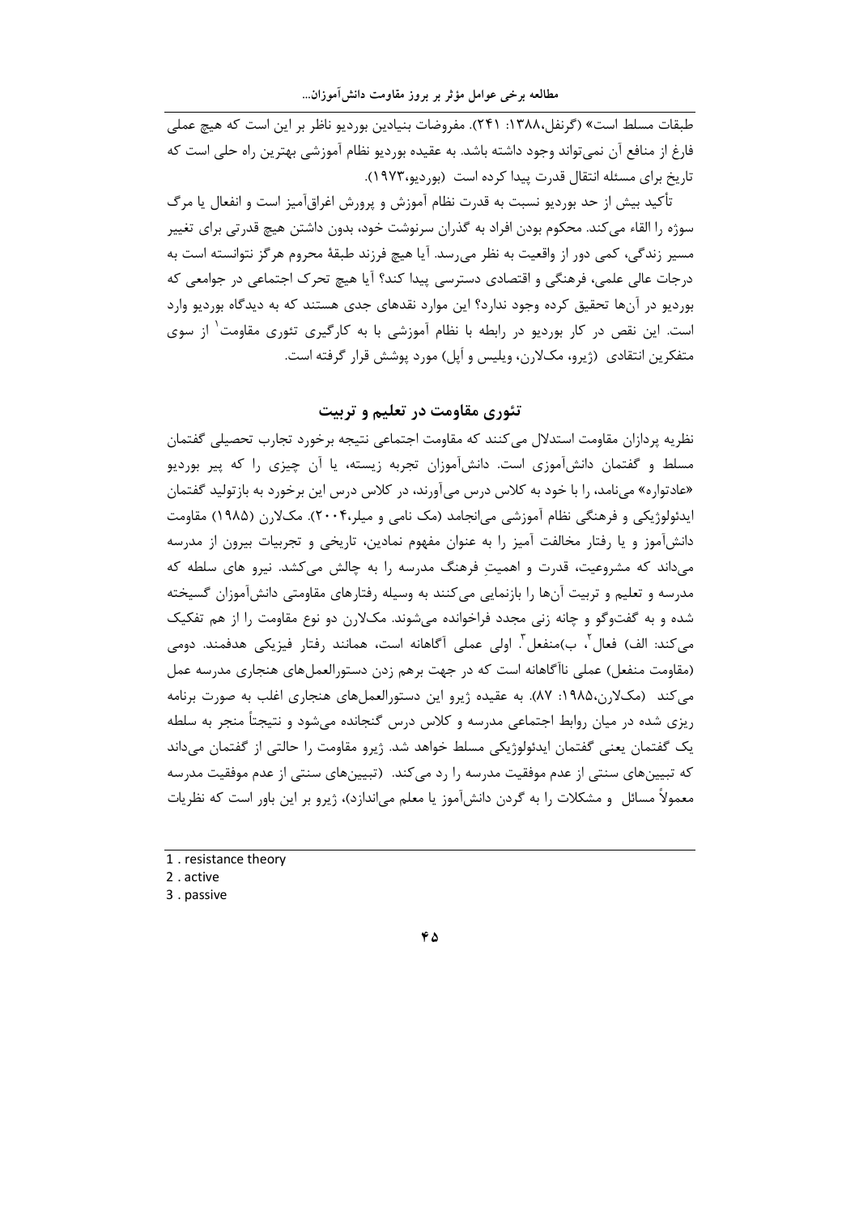طبقات مسلط است» (گرنفل،۱۳۸۸: ۲۴۱). مفروضات بنیادین بوردیو ناظر بر این است که هیچ عملی فارغ از منافع آن نمی‌تواند وجود داشته باشد. به عقیده بوردیو نظام آموزشی بهترین راه حلی است که تاریخ برای مسئله انتقال قدرت پیدا کرده است (بوردیو،۱۹۷۳).

تأکید بیش از حد بوردیو نسبت به قدرت نظام آموزش و پرورش اغراق‌آمیز است و انفعال یا مرگ سوژه را القاء می‌کند. محکوم بودن افراد به گذران سرنوشت خود، بدون داشتن هیچ قدرتی برای تغییر مسیر زندگی، کمی دور از واقعیت به نظر می‌رسد. آیا هیچ فرزند طبقهٔ محروم هرگز نتوانسته است به درجات عالی علمی، فرهنگی و اقتصادی دسترسی پیدا کند؟ آیا هیچ تحرک اجتماعی در جوامعی که بوردیو در آن‌ها تحقیق کرده وجود ندارد؟ این موارد نقدهای جدی هستند که به دیدگاه بوردیو وارد است. این نقص در کار بوردیو در رابطه با نظام آموزشی با به کارگیری تئوری مقاومت[1] از سوی متفکرین انتقادی (ژیرو، مک‌لارن، ویلیس و اَپل) مورد پوشش قرار گرفته است.

## تئوری مقاومت در تعلیم و تربیت

نظریه پردازان مقاومت استدلال می‌کنند که مقاومت اجتماعی نتیجه برخورد تجارب تحصیلی گفتمان مسلط و گفتمان دانش‌آموزی است. دانش‌آموزان تجربه زیسته، یا آن چیزی را که پیر بوردیو «عادتواره» می‌نامد، را با خود به کلاس درس می‌آورند، در کلاس درس این برخورد به بازتولید گفتمان ایدئولوژیکی و فرهنگی نظام آموزشی می‌انجامد (مک نامی و میلر،۲۰۰۴). مک‌لارن (۱۹۸۵) مقاومت دانش‌آموز و یا رفتار مخالفت آمیز را به عنوان مفهوم نمادین، تاریخی و تجربیات بیرون از مدرسه می‌داند که مشروعیت، قدرت و اهمیتِ فرهنگ مدرسه را به چالش می‌کشد. نیرو های سلطه که مدرسه و تعلیم و تربیت آن‌ها را بازنمایی می‌کنند به وسیله رفتارهای مقاومتی دانش‌آموزان گسیخته شده و به گفت‌وگو و چانه زنی مجدد فراخوانده می‌شوند. مک‌لارن دو نوع مقاومت را از هم تفکیک می‌کند: الف) فعال[2]، ب)منفعل[3]. اولی عملی آگاهانه است، همانند رفتار فیزیکی هدفمند. دومی (مقاومت منفعل) عملی ناآگاهانه است که در جهت برهم زدن دستورالعمل‌های هنجاری مدرسه عمل می‌کند (مک‌لارن،۱۹۸۵: ۸۷). به عقیده ژیرو این دستورالعمل‌های هنجاری اغلب به صورت برنامه ریزی شده در میان روابط اجتماعی مدرسه و کلاس درس گنجانده می‌شود و نتیجتاً منجر به سلطه یک گفتمان یعنی گفتمان ایدئولوژیکی مسلط خواهد شد. ژیرو مقاومت را حالتی از گفتمان می‌داند که تبیین‌های سنتی از عدم موفقیت مدرسه را رد می‌کند. (تبیین‌های سنتی از عدم موفقیت مدرسه معمولاً مسائل و مشکلات را به گردن دانش‌آموز یا معلم می‌اندازد)، ژیرو بر این باور است که نظریات

---

1 . resistance theory

2 . active

3 . passive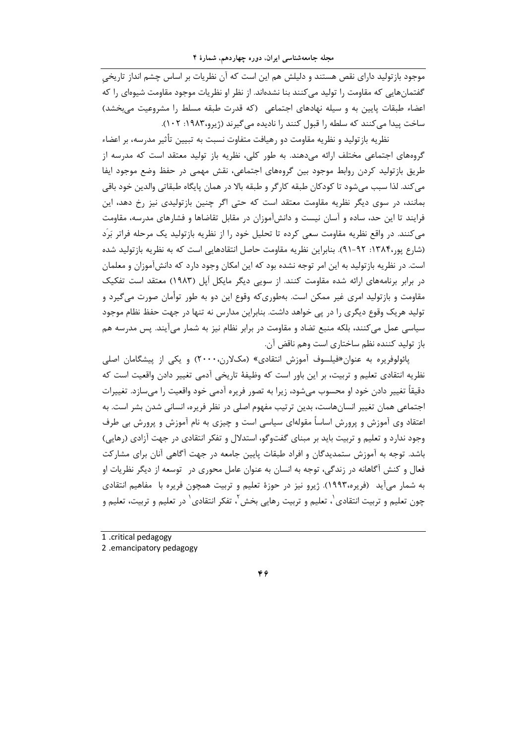موجود بازتولید دارای نقص هستند و دلیلش هم این است که آن نظریات بر اساس چشم انداز تاریخیِ گفتمان‌هایی که مقاومت را تولید می‌کنند بنا نشده‌اند. از نظر او نظریات موجود مقاومت شیوه‌ای را که اعضاء طبقات پایین به و سیله نهادهای اجتماعی (که قدرت طبقه مسلط را مشروعیت می‌بخشد) ساخت پیدا می‌کنند که سلطه را قبول کنند را نادیده می‌گیرند (ژیرو،۱۹۸۳: ۱۰۲).

نظریه بازتولید و نظریه مقاومت دو رهیافت متفاوت نسبت به تبیین تأثیر مدرسه، بر اعضاء گروه‌های اجتماعی مختلف ارائه می‌دهند. به طور کلی، نظریه باز تولید معتقد است که مدرسه از طریق بازتولید کردن روابط موجود بین گروه‌های اجتماعی، نقش مهمی در حفظ وضع موجود ایفا می‌کند. لذا سبب می‌شود تا کودکان طبقه کارگر و طبقه بالا در همان پایگاه طبقاتی والدین خود باقی بمانند، در سوی دیگر نظریه مقاومت معتقد است که حتی اگر چنین بازتولیدی نیز رخ دهد، این فرایند تا این حد، ساده و آسان نیست و دانش‌آموزان در مقابل تقاضاها و فشارهای مدرسه، مقاومت می‌کنند. در واقع نظریه مقاومت سعی کرده تا تحلیل خود را از نظریه بازتولید یک مرحله فراتر بَرَد (شارع پور،۱۳۸۴: ۹۲-۹۱). بنابراین نظریه مقاومت حاصل انتقادهایی است که به نظریه بازتولید شده است. در نظریه بازتولید به این امر توجه نشده بود که این امکان وجود دارد که دانش‌آموزان و معلمان در برابر برنامه‌های ارائه شده مقاومت کنند. از سویی دیگر مایکل اَپل (۱۹۸۳) معتقد است تفکیک مقاومت و بازتولید امری غیر ممکن است. به‌طوری‌که وقوع این دو به طور توأمان صورت می‌گیرد و تولید هریک وقوع دیگری را در پی خواهد داشت. بنابراین مدارس نه تنها در جهت حفظ نظام موجود سیاسی عمل می‌کنند، بلکه منبع تضاد و مقاومت در برابر نظام نیز به شمار می‌آیند. پس مدرسه هم باز تولید کننده نظم ساختاری است وهم ناقض آن.

پائولوفریره به عنوان«فیلسوف آموزش انتقادی» (مک‌لارن،۲۰۰۰) و یکی از پیشگامان اصلی نظریه انتقادی تعلیم و تربیت، بر این باور است که وظیفهٔ تاریخی آدمی تغییر دادن واقعیت است که دقیقاً تغییر دادن خود او محسوب می‌شود، زیرا به تصور فریره آدمی خود واقعیت را می‌سازد. تغییرات اجتماعی همان تغییر انسان‌هاست، بدین ترتیب مفهوم اصلی در نظر فریره، انسانی شدن بشر است. به اعتقاد وی آموزش و پرورش اساساً مقوله‌ای سیاسی است و چیزی به نام آموزش و پرورش بی طرف وجود ندارد و تعلیم و تربیت باید بر مبنای گفت‌وگو، استدلال و تفکر انتقادی در جهت آزادی (رهایی) باشد. توجه به آموزش ستمدیدگان و افراد طبقات پایین جامعه در جهت آگاهی آنان برای مشارکت فعال و کنش آگاهانه در زندگی، توجه به انسان به عنوان عامل محوری در توسعه از دیگر نظریات او به شمار می‌آید (فریره،۱۹۹۳). ژیرو نیز در حوزهٔ تعلیم و تربیت همچون فریره با مفاهیم انتقادی چون تعلیم و تربیت انتقادی[1]، تعلیم و تربیت رهایی بخش[2]، تفکر انتقادی[1] در تعلیم و تربیت، تعلیم و

---

1 .critical pedagogy

2 .emancipatory pedagogy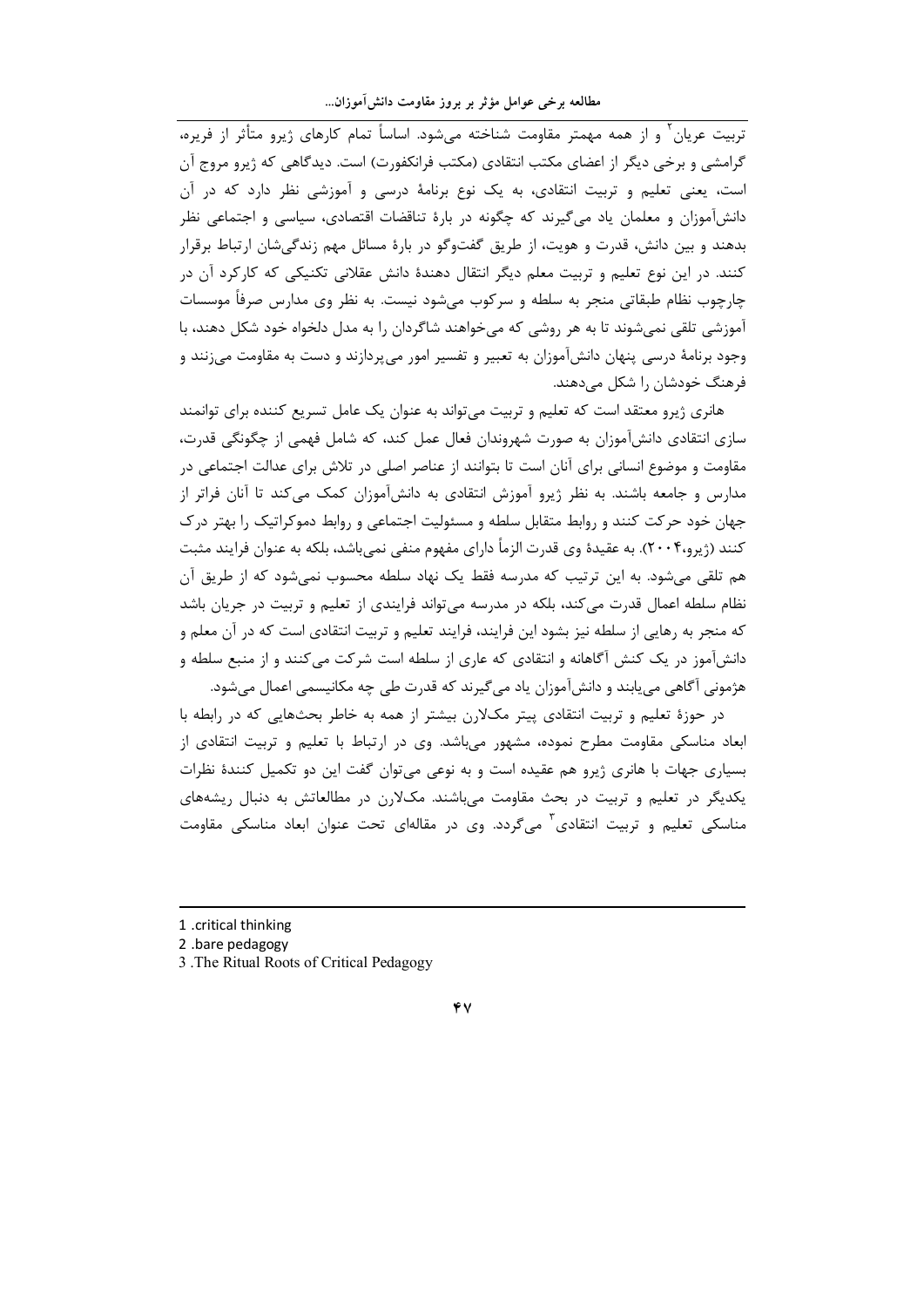تربیت عریان[2] و از همه مهمتر مقاومت شناخته می‌شود. اساساً تمام کارهای ژیرو متأثر از فریره، گرامشی و برخی دیگر از اعضای مکتب انتقادی (مکتب فرانکفورت) است. دیدگاهی که ژیرو مروج آن است، یعنی تعلیم و تربیت انتقادی، به یک نوع برنامهٔ درسی و آموزشی نظر دارد که در آن دانش‌آموزان و معلمان یاد می‌گیرند که چگونه در بارهٔ تناقضات اقتصادی، سیاسی و اجتماعی نظر بدهند و بین دانش، قدرت و هویت، از طریق گفت‌وگو در بارهٔ مسائل مهم زندگی‌شان ارتباط برقرار کنند. در این نوع تعلیم و تربیت معلم دیگر انتقال دهندهٔ دانش عقلانی تکنیکی که کارکرد آن در چارچوب نظام طبقاتی منجر به سلطه و سرکوب می‌شود نیست. به نظر وی مدارس صرفاً موسسات آموزشی تلقی نمی‌شوند تا به هر روشی که می‌خواهند شاگردان را به مدل دلخواه خود شکل دهند، با وجود برنامهٔ درسی پنهان دانش‌آموزان به تعبیر و تفسیر امور می‌پردازند و دست به مقاومت می‌زنند و فرهنگ خودشان را شکل می‌دهند.

هانری ژیرو معتقد است که تعلیم و تربیت می‌تواند به عنوان یک عامل تسریع کننده برای توانمند سازی انتقادی دانش‌آموزان به صورت شهروندان فعال عمل کند، که شامل فهمی از چگونگی قدرت، مقاومت و موضوع انسانی برای آنان است تا بتوانند از عناصر اصلی در تلاش برای عدالت اجتماعی در مدارس و جامعه باشند. به نظر ژیرو آموزش انتقادی به دانش‌آموزان کمک می‌کند تا آنان فراتر از جهان خود حرکت کنند و روابط متقابل سلطه و مسئولیت اجتماعی و روابط دموکراتیک را بهتر درک کنند (ژیرو،۲۰۰۴). به عقیدهٔ وی قدرت الزماً دارای مفهوم منفی نمی‌باشد، بلکه به عنوان فرایند مثبت هم تلقی می‌شود. به این ترتیب که مدرسه فقط یک نهاد سلطه محسوب نمی‌شود که از طریق آن نظام سلطه اعمال قدرت می‌کند، بلکه در مدرسه می‌تواند فرایندی از تعلیم و تربیت در جریان باشد که منجر به رهایی از سلطه نیز بشود این فرایند، فرایند تعلیم و تربیت انتقادی است که در آن معلم و دانش‌آموز در یک کنش آگاهانه و انتقادی که عاری از سلطه است شرکت می‌کنند و از منبع سلطه و هژمونی آگاهی می‌یابند و دانش‌آموزان یاد می‌گیرند که قدرت طی چه مکانیسمی اعمال می‌شود.

در حوزهٔ تعلیم و تربیت انتقادی پیتر مک‌لارن بیشتر از همه به خاطر بحث‌هایی که در رابطه با ابعاد مناسکی مقاومت مطرح نموده، مشهور می‌باشد. وی در ارتباط با تعلیم و تربیت انتقادی از بسیاری جهات با هانری ژیرو هم عقیده است و به نوعی می‌توان گفت این دو تکمیل کنندهٔ نظرات یکدیگر در تعلیم و تربیت در بحث مقاومت می‌باشند. مک‌لارن در مطالعاتش به دنبال ریشه‌های مناسکی تعلیم و تربیت انتقادی[3] می‌گردد. وی در مقاله‌ای تحت عنوان ابعاد مناسکی مقاومت

---

1 .critical thinking

2 .bare pedagogy

3 .The Ritual Roots of Critical Pedagogy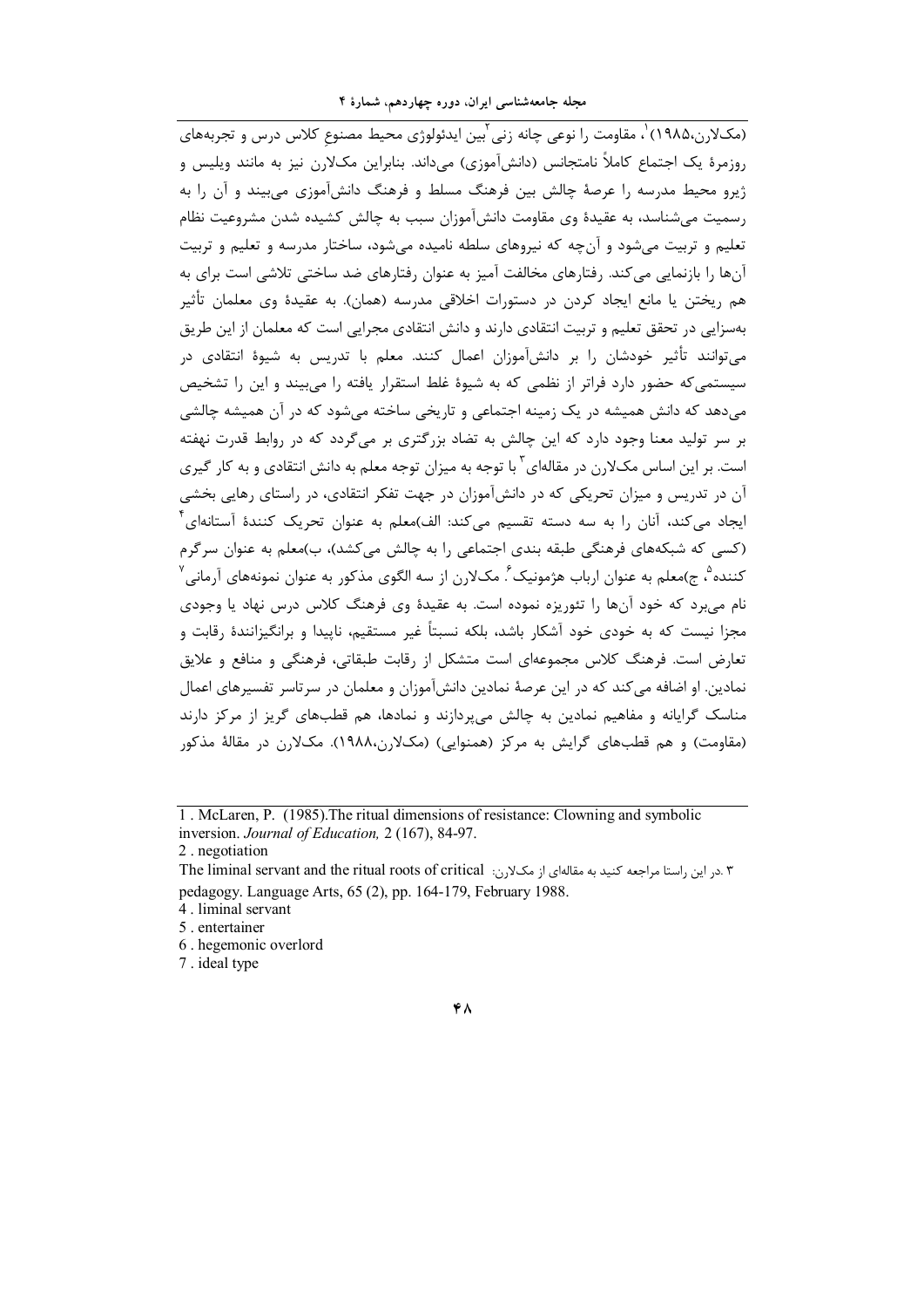(مک‌لارن،۱۹۸۵)[1]، مقاومت را نوعی چانه زنی[2] بین ایدئولوژی محیط مصنوعِ کلاس درس و تجربه‌های روزمرۀ یک اجتماع کاملاً نامتجانس (دانش‌آموزی) می‌داند. بنابراین مک‌لارن نیز به مانند ویلیس و ژیرو محیط مدرسه را عرصۀ چالش بین فرهنگ مسلط و فرهنگ دانش‌آموزی می‌بیند و آن را به رسمیت می‌شناسد، به عقیدۀ وی مقاومت دانش‌آموزان سبب به چالش کشیده شدن مشروعیت نظام تعلیم و تربیت می‌شود و آن‌چه که نیروهای سلطه نامیده می‌شود، ساختار مدرسه و تعلیم و تربیت آن‌ها را بازنمایی می‌کند. رفتارهای مخالفت آمیز به عنوان رفتارهای ضد ساختی تلاشی است برای به هم ریختن یا مانع ایجاد کردن در دستورات اخلاقی مدرسه (همان). به عقیدۀ وی معلمان تأثیر به‌سزایی در تحقق تعلیم و تربیت انتقادی دارند و دانش انتقادی مجرایی است که معلمان از این طریق می‌توانند تأثیر خودشان را بر دانش‌آموزان اعمال کنند. معلم با تدریس به شیوۀ انتقادی در سیستمی‌که حضور دارد فراتر از نظمی که به شیوۀ غلط استقرار یافته را می‌بیند و این را تشخیص می‌دهد که دانش همیشه در یک زمینه اجتماعی و تاریخی ساخته می‌شود که در آن همیشه چالشی بر سر تولید معنا وجود دارد که این چالش به تضاد بزرگتری بر می‌گردد که در روابط قدرت نهفته است. بر این اساس مک‌لارن در مقاله‌ای[3] با توجه به میزان توجه معلم به دانش انتقادی و به کار گیری آن در تدریس و میزان تحریکی که در دانش‌آموزان در جهت تفکر انتقادی، در راستای رهایی بخشی ایجاد می‌کند، آنان را به سه دسته تقسیم می‌کند: الف)معلم به عنوان تحریک کنندۀ آستانه‌ای[4] (کسی که شبکه‌های فرهنگی طبقه بندی اجتماعی را به چالش می‌کشد)، ب)معلم به عنوان سرگرم کننده[5]، ج)معلم به عنوان ارباب هژمونیک[6]. مک‌لارن از سه الگوی مذکور به عنوان نمونه‌های آرمانی[7] نام می‌برد که خود آن‌ها را تئوریزه نموده است. به عقیدۀ وی فرهنگ کلاس درس نهاد یا وجودی مجزا نیست که به خودی خود آشکار باشد، بلکه نسبتاً غیر مستقیم، ناپیدا و برانگیزانندۀ رقابت و تعارض است. فرهنگ کلاس مجموعه‌ای است متشکل از رقابت طبقاتی، فرهنگی و منافع و علایق نمادین. او اضافه می‌کند که در این عرصۀ نمادین دانش‌آموزان و معلمان در سرتاسر تفسیرهای اعمال مناسک گرایانه و مفاهیم نمادین به چالش می‌پردازند و نمادها، هم قطب‌های گریز از مرکز دارند (مقاومت) و هم قطب‌های گرایش به مرکز (همنوایی) (مک‌لارن،۱۹۸۸). مک‌لارن در مقالۀ مذکور

---

1 . McLaren, P. (1985).The ritual dimensions of resistance: Clowning and symbolic inversion. *Journal of Education,* 2 (167), 84-97.

2 . negotiation

3 .در این راستا مراجعه کنید به مقاله‌ای از مک‌لارن: The liminal servant and the ritual roots of critical pedagogy. Language Arts, 65 (2), pp. 164-179, February 1988.

4 . liminal servant

5 . entertainer

6 . hegemonic overlord

7 . ideal type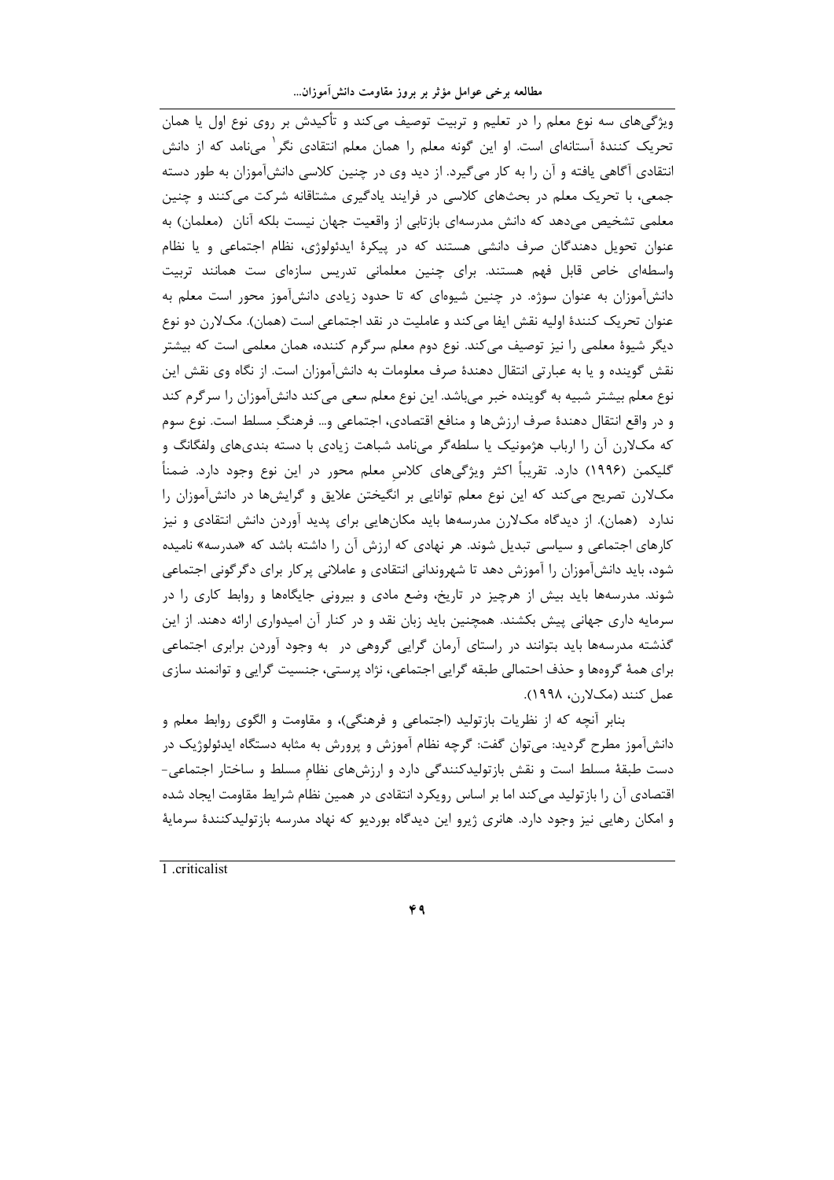ویژگی‌های سه نوع معلم را در تعلیم و تربیت توصیف می‌کند و تأکیدش بر روی نوع اول یا همان تحریک کنندهٔ آستانه‌ای است. او این گونه معلم را همان معلم انتقادی نگر[1] می‌نامد که از دانش انتقادی آگاهی یافته و آن را به کار می‌گیرد. از دید وی در چنین کلاسی دانش‌آموزان به طور دسته جمعی، با تحریک معلم در بحث‌های کلاسی در فرایند یادگیری مشتاقانه شرکت می‌کنند و چنین معلمی تشخیص می‌دهد که دانش مدرسه‌ای بازتابی از واقعیت جهان نیست بلکه آنان (معلمان) به عنوان تحویل دهندگان صرف دانشی هستند که در پیکرهٔ ایدئولوژی، نظام اجتماعی و یا نظام واسطه‌ای خاص قابل فهم هستند. برای چنین معلمانی تدریس سازه‌ای ست همانند تربیت دانش‌آموزان به عنوان سوژه. در چنین شیوه‌ای که تا حدود زیادی دانش‌آموز محور است معلم به عنوان تحریک کنندهٔ اولیه نقش ایفا می‌کند و عاملیت در نقد اجتماعی است (همان). مک‌لارن دو نوع دیگر شیوهٔ معلمی را نیز توصیف می‌کند. نوع دوم معلم سرگرم کننده، همان معلمی است که بیشتر نقش گوینده و یا به عبارتی انتقال دهندهٔ صرف معلومات به دانش‌آموزان است. از نگاه وی نقش این نوع معلم بیشتر شبیه به گوینده خبر می‌باشد. این نوع معلم سعی می‌کند دانش‌آموزان را سرگرم کند و در واقع انتقال دهندهٔ صرف ارزش‌ها و منافع اقتصادی، اجتماعی و... فرهنگِ مسلط است. نوع سوم که مک‌لارن آن را ارباب هژمونیک یا سلطه‌گر می‌نامد شباهت زیادی با دسته بندی‌های ولفگانگ و گلیکمن (۱۹۹۶) دارد. تقریباً اکثر ویژگی‌های کلاسِ معلم محور در این نوع وجود دارد. ضمناً مک‌لارن تصریح می‌کند که این نوع معلم توانایی بر انگیختن علایق و گرایش‌ها در دانش‌آموزان را ندارد (همان). از دیدگاه مک‌لارن مدرسه‌ها باید مکان‌هایی برای پدید آوردن دانش انتقادی و نیز کارهای اجتماعی و سیاسی تبدیل شوند. هر نهادی که ارزش آن را داشته باشد که «مدرسه» نامیده شود، باید دانش‌آموزان را آموزش دهد تا شهروندانی انتقادی و عاملانی پرکار برای دگرگونی اجتماعی شوند. مدرسه‌ها باید بیش از هرچیز در تاریخ، وضع مادی و بیرونی جایگاه‌ها و روابط کاری را در سرمایه داری جهانی پیش بکشند. همچنین باید زبان نقد و در کنار آن امیدواری ارائه دهند. از این گذشته مدرسه‌ها باید بتوانند در راستای آرمان گرایی گروهی در به وجود آوردن برابری اجتماعی برای همهٔ گروه‌ها و حذف احتمالی طبقه گرایی اجتماعی، نژاد پرستی، جنسیت گرایی و توانمند سازی عمل کنند (مک‌لارن، ۱۹۹۸).

بنابر آنچه که از نظریات بازتولید (اجتماعی و فرهنگی)، و مقاومت و الگوی روابط معلم و دانش‌آموز مطرح گردید: می‌توان گفت: گرچه نظام آموزش و پرورش به مثابه دستگاه ایدئولوژیک در دست طبقهٔ مسلط است و نقش بازتولیدکنندگی دارد و ارزش‌های نظامِ مسلط و ساختار اجتماعی- اقتصادی آن را بازتولید می‌کند اما بر اساس رویکرد انتقادی در همین نظام شرایط مقاومت ایجاد شده و امکان رهایی نیز وجود دارد. هانری ژیرو این دیدگاه بوردیو که نهاد مدرسه بازتولیدکنندهٔ سرمایهٔ

---

1 .criticalist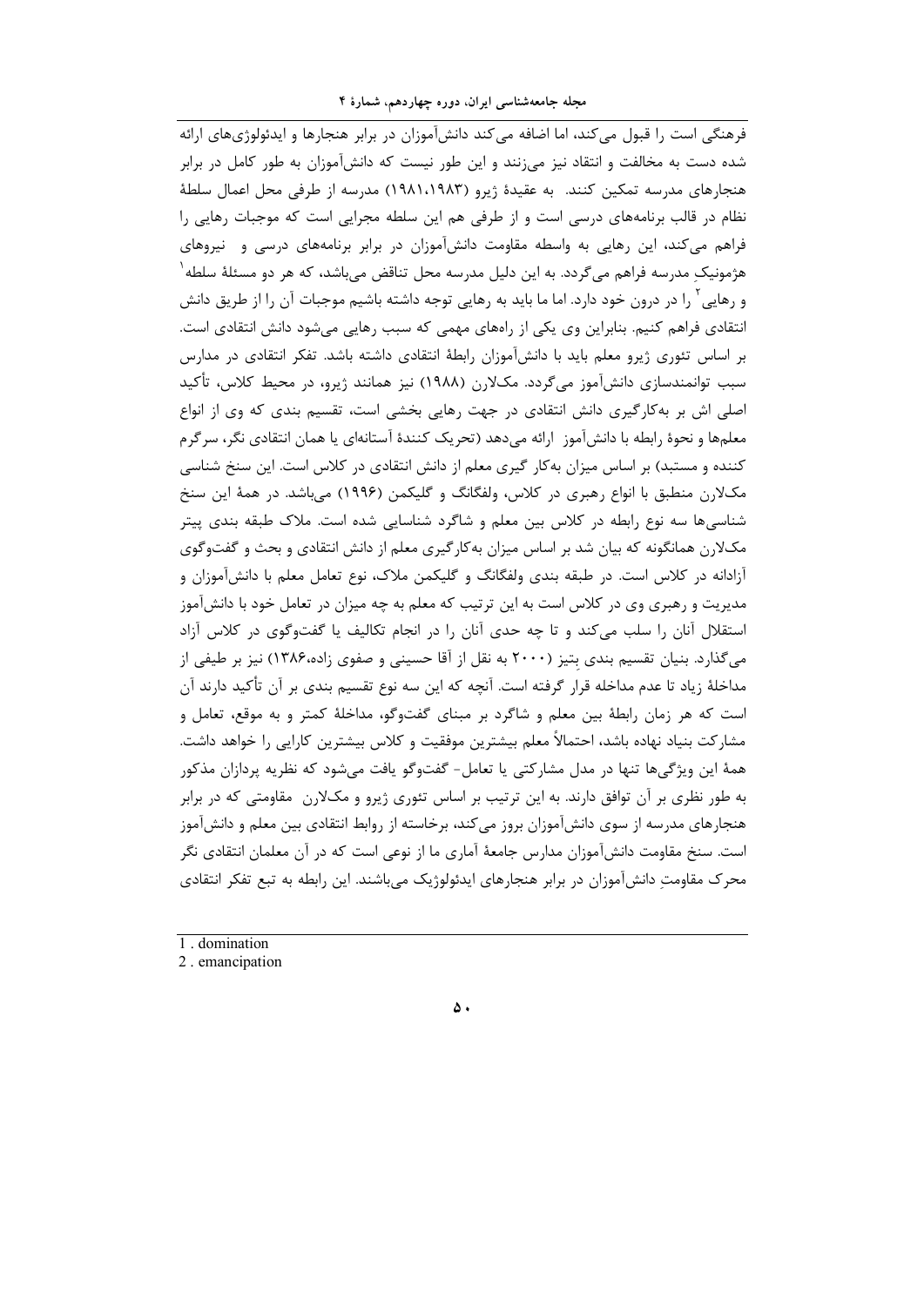فرهنگی است را قبول می‌کند، اما اضافه می‌کند دانش‌آموزان در برابر هنجارها و ایدئولوژی‌های ارائه شده دست به مخالفت و انتقاد نیز می‌زنند و این طور نیست که دانش‌آموزان به طور کامل در برابر هنجارهای مدرسه تمکین کنند. به عقیدهٔ ژیرو (۱۹۸۱،۱۹۸۳) مدرسه از طرفی محل اعمال سلطهٔ نظام در قالب برنامه‌های درسی است و از طرفی هم این سلطه مجرایی است که موجبات رهایی را فراهم می‌کند، این رهایی به واسطه مقاومت دانش‌آموزان در برابر برنامه‌های درسی و نیروهای هژمونیکِ مدرسه فراهم می‌گردد. به این دلیل مدرسه محل تناقض می‌باشد، که هر دو مسئلهٔ سلطه[1] و رهایی[2] را در درون خود دارد. اما ما باید به رهایی توجه داشته باشیم موجبات آن را از طریق دانش انتقادی فراهم کنیم. بنابراین وی یکی از راه‌های مهمی که سبب رهایی می‌شود دانش انتقادی است. بر اساس تئوری ژیرو معلم باید با دانش‌آموزان رابطهٔ انتقادی داشته باشد. تفکر انتقادی در مدارس سبب توانمندسازی دانش‌آموز می‌گردد. مک‌لارن (۱۹۸۸) نیز همانند ژیرو، در محیط کلاس، تأکید اصلی اش بر به‌کارگیری دانش انتقادی در جهت رهایی بخشی است، تقسیم بندی که وی از انواع معلم‌ها و نحوهٔ رابطه با دانش‌آموز ارائه می‌دهد (تحریک کنندهٔ آستانه‌ای یا همان انتقادی نگر، سرگرم کننده و مستبد) بر اساس میزان به‌کار گیری معلم از دانش انتقادی در کلاس است. این سنخ شناسی مک‌لارن منطبق با انواع رهبری در کلاس، ولفگانگ و گلیکمن (۱۹۹۶) می‌باشد. در همهٔ این سنخ شناسی‌ها سه نوع رابطه در کلاس بین معلم و شاگرد شناسایی شده است. ملاک طبقه بندی پیتر مک‌لارن همانگونه که بیان شد بر اساس میزان به‌کارگیری معلم از دانش انتقادی و بحث و گفت‌وگوی آزادانه در کلاس است. در طبقه بندی ولفگانگ و گلیکمن ملاک، نوع تعامل معلم با دانش‌آموزان و مدیریت و رهبری وی در کلاس است به این ترتیب که معلم به چه میزان در تعامل خود با دانش‌آموز استقلال آنان را سلب می‌کند و تا چه حدی آنان را در انجام تکالیف یا گفت‌وگوی در کلاس آزاد می‌گذارد. بنیان تقسیم بندی بِتیز (۲۰۰۰ به نقل از آقا حسینی و صفوی زاده،۱۳۸۶) نیز بر طیفی از مداخلهٔ زیاد تا عدم مداخله قرار گرفته است. آنچه که این سه نوع تقسیم بندی بر آن تأکید دارند آن است که هر زمان رابطهٔ بین معلم و شاگرد بر مبنای گفت‌وگو، مداخلهٔ کمتر و به موقع، تعامل و مشارکت بنیاد نهاده باشد، احتمالاً معلم بیشترین موفقیت و کلاس بیشترین کارایی را خواهد داشت. همهٔ این ویژگی‌ها تنها در مدل مشارکتی یا تعامل- گفت‌وگو یافت می‌شود که نظریه پردازان مذکور به طور نظری بر آن توافق دارند. به این ترتیب بر اساس تئوری ژیرو و مک‌لارن مقاومتی که در برابر هنجارهای مدرسه از سوی دانش‌آموزان بروز می‌کند، برخاسته از روابط انتقادی بین معلم و دانش‌آموز است. سنخ مقاومت دانش‌آموزان مدارس جامعهٔ آماری ما از نوعی است که در آن معلمان انتقادی نگر محرک مقاومتِ دانش‌آموزان در برابر هنجارهای ایدئولوژیک می‌باشند. این رابطه به تبع تفکر انتقادی

---

1 . domination

2 . emancipation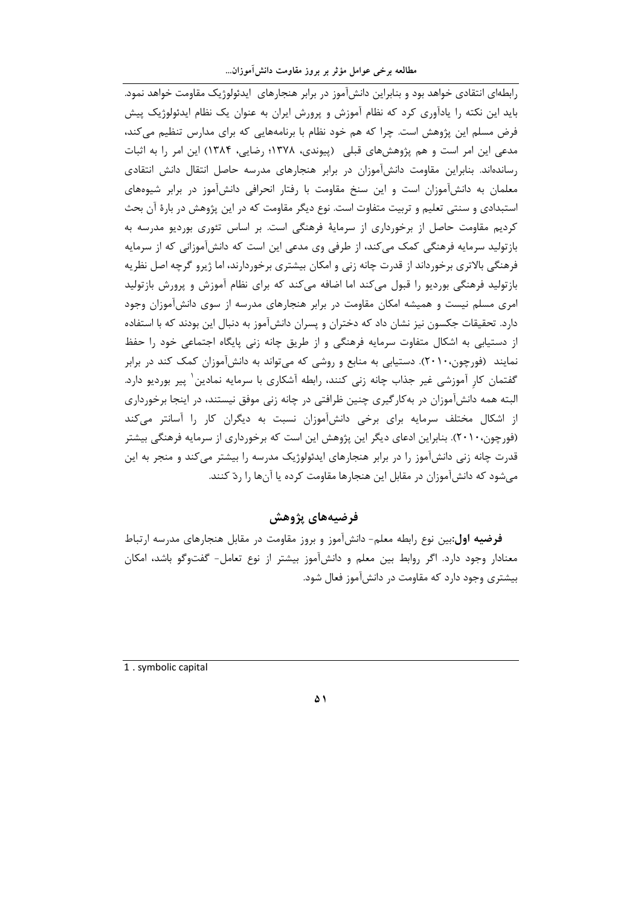رابطه‌ای انتقادی خواهد بود و بنابراین دانش‌آموز در برابر هنجارهای ایدئولوژیک مقاومت خواهد نمود. باید این نکته را یادآوری کرد که نظام آموزش و پرورش ایران به عنوان یک نظام ایدئولوژیک پیش فرض مسلم این پژوهش است. چرا که هم خود نظام با برنامه‌هایی که برای مدارس تنظیم می‌کند، مدعی این امر است و هم پژوهش‌های قبلی (پیوندی، ۱۳۷۸؛ رضایی، ۱۳۸۴) این امر را به اثبات رسانده‌اند. بنابراین مقاومت دانش‌آموزان در برابر هنجارهای مدرسه حاصل انتقال دانش انتقادی معلمان به دانش‌آموزان است و این سنخ مقاومت با رفتار انحرافی دانش‌آموز در برابر شیوه‌های استبدادی و سنتی تعلیم و تربیت متفاوت است. نوع دیگر مقاومت که در این پژوهش در بارهٔ آن بحث کردیم مقاومت حاصل از برخورداری از سرمایهٔ فرهنگی است. بر اساس تئوری بوردیو مدرسه به بازتولید سرمایه فرهنگی کمک می‌کند، از طرفی وی مدعی این است که دانش‌آموزانی که از سرمایه فرهنگی بالاتری برخورداند از قدرت چانه زنی و امکان بیشتری برخوردارند، اما ژیرو گرچه اصل نظریه بازتولید فرهنگی بوردیو را قبول می‌کند اما اضافه می‌کند که برای نظام آموزش و پرورش بازتولید امری مسلم نیست و همیشه امکان مقاومت در برابر هنجارهای مدرسه از سوی دانش‌آموزان وجود دارد. تحقیقات جکسون نیز نشان داد که دختران و پسران دانش‌آموز به دنبال این بودند که با استفاده از دستیابی به اشکال متفاوت سرمایه فرهنگی و از طریق چانه زنی پایگاه اجتماعی خود را حفظ نمایند (فورچون،۲۰۱۰). دستیابی به منابع و روشی که می‌تواند به دانش‌آموزان کمک کند در برابر گفتمان کارِ آموزشی غیر جذاب چانه زنی کنند، رابطه آشکاری با سرمایه نمادین[1] پیر بوردیو دارد. البته همه دانش‌آموزان در به‌کارگیری چنین ظرافتی در چانه زنی موفق نیستند، در اینجا برخورداری از اشکال مختلف سرمایه برای برخی دانش‌آموزان نسبت به دیگران کار را آسانتر می‌کند (فورچون،۲۰۱۰). بنابراین ادعای دیگر این پژوهش این است که برخورداری از سرمایه فرهنگی بیشتر قدرت چانه زنی دانش‌آموز را در برابر هنجارهای ایدئولوژیک مدرسه را بیشتر می‌کند و منجر به این می‌شود که دانش‌آموزان در مقابل این هنجارها مقاومت کرده یا آن‌ها را ردّ کنند.

## فرضیه‌های پژوهش

**فرضیه اول**:بین نوع رابطه معلم- دانش‌آموز و بروز مقاومت در مقابل هنجارهای مدرسه ارتباط معنادار وجود دارد. اگر روابط بین معلم و دانش‌آموز بیشتر از نوع تعامل- گفت‌وگو باشد، امکان بیشتری وجود دارد که مقاومت در دانش‌آموز فعال شود.

---

1 . symbolic capital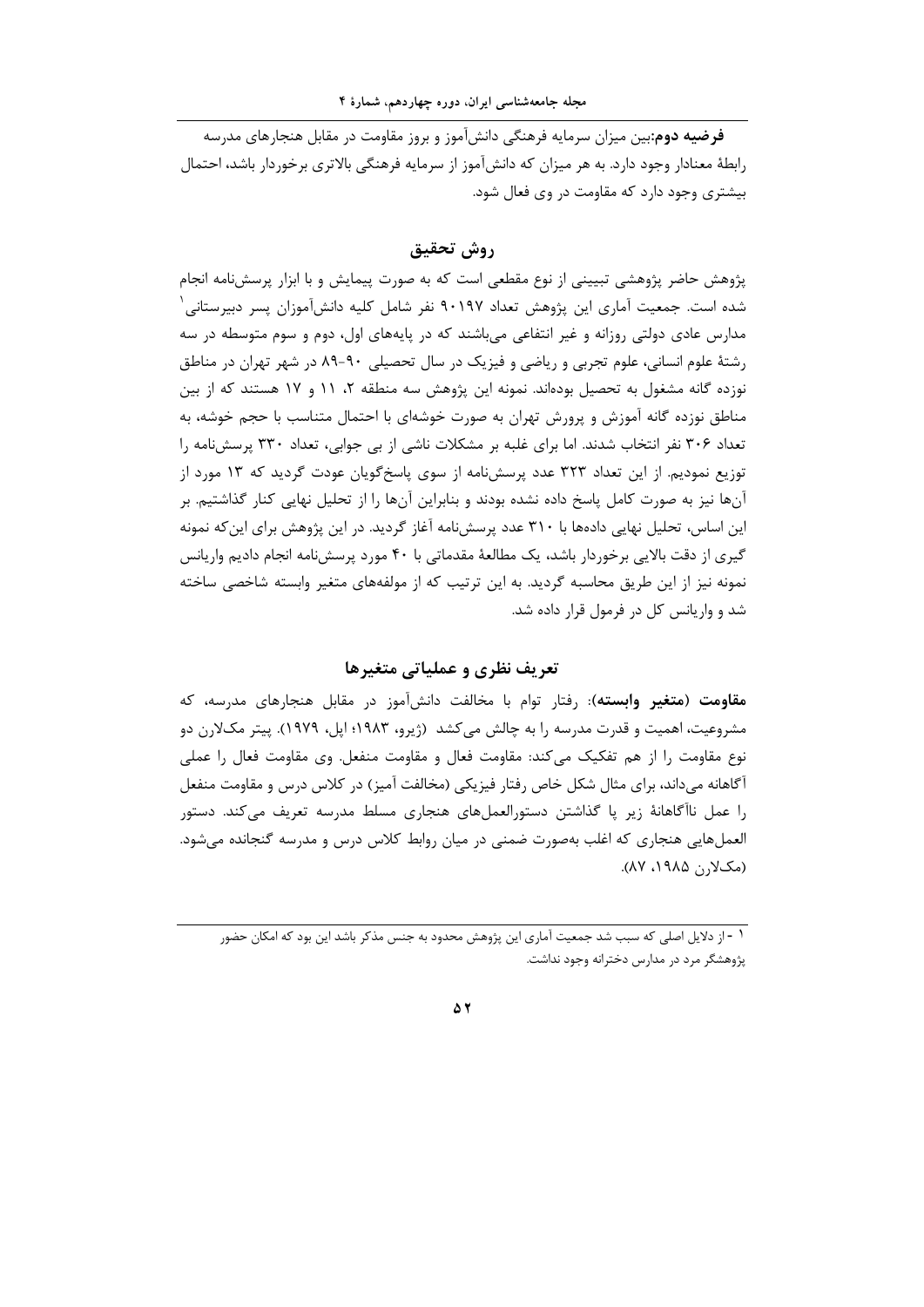**فرضیه دوم:** بین میزان سرمایه فرهنگی دانش‌آموز و بروز مقاومت در مقابل هنجارهای مدرسه رابطهٔ معنادار وجود دارد. به هر میزان که دانش‌آموز از سرمایه فرهنگی بالاتری برخوردار باشد، احتمال بیشتری وجود دارد که مقاومت در وی فعال شود.

## روش تحقیق

پژوهش حاضر پژوهشی تبیینی از نوع مقطعی است که به صورت پیمایش و با ابزار پرسش‌نامه انجام شده است. جمعیت آماری این پژوهش تعداد ۹۰۱۹۷ نفر شامل کلیه دانش‌آموزان پسر دبیرستانی[1] مدارس عادی دولتی روزانه و غیر انتفاعی می‌باشند که در پایه‌های اول، دوم و سوم متوسطه در سه رشتهٔ علوم انسانی، علوم تجربی و ریاضی و فیزیک در سال تحصیلی ۹۰-۸۹ در شهر تهران در مناطق نوزده گانه مشغول به تحصیل بوده‌اند. نمونه این پژوهش سه منطقه ۲، ۱۱ و ۱۷ هستند که از بین مناطق نوزده گانه آموزش و پرورش تهران به صورت خوشه‌ای با احتمال متناسب با حجم خوشه، به تعداد ۳۰۶ نفر انتخاب شدند. اما برای غلبه بر مشکلات ناشی از بی جوابی، تعداد ۳۳۰ پرسش‌نامه را توزیع نمودیم. از این تعداد ۳۲۳ عدد پرسش‌نامه از سوی پاسخ‌گویان عودت گردید که ۱۳ مورد از آن‌ها نیز به صورت کامل پاسخ داده نشده بودند و بنابراین آن‌ها را از تحلیل نهایی کنار گذاشتیم. بر این اساس، تحلیل نهایی داده‌ها با ۳۱۰ عدد پرسش‌نامه آغاز گردید. در این پژوهش برای این‌که نمونه گیری از دقت بالایی برخوردار باشد، یک مطالعهٔ مقدماتی با ۴۰ مورد پرسش‌نامه انجام دادیم واریانس نمونه نیز از این طریق محاسبه گردید. به این ترتیب که از مولفه‌های متغیر وابسته شاخصی ساخته شد و واریانس کل در فرمول قرار داده شد.

## تعریف نظری و عملیاتی متغیرها

**مقاومت (متغیر وابسته):** رفتار توام با مخالفت دانش‌آموز در مقابل هنجارهای مدرسه، که مشروعیت، اهمیت و قدرت مدرسه را به چالش می‌کشد (ژیرو، ۱۹۸۳؛ اپل، ۱۹۷۹). پیتر مک‌لارن دو نوع مقاومت را از هم تفکیک می‌کند: مقاومت فعال و مقاومت منفعل. وی مقاومت فعال را عملی آگاهانه می‌داند، برای مثال شکل خاص رفتار فیزیکی (مخالفت آمیز) در کلاس درس و مقاومت منفعل را عمل ناآگاهانهٔ زیر پا گذاشتن دستورالعمل‌های هنجاری مسلط مدرسه تعریف می‌کند. دستور العمل‌هایی هنجاری که اغلب به‌صورت ضمنی در میان روابط کلاس درس و مدرسه گنجانده می‌شود. (مک‌لارن ۱۹۸۵، ۸۷).

---

[1] - از دلایل اصلی که سبب شد جمعیت آماری این پژوهش محدود به جنس مذکر باشد این بود که امکان حضور پژوهشگر مرد در مدارس دخترانه وجود نداشت.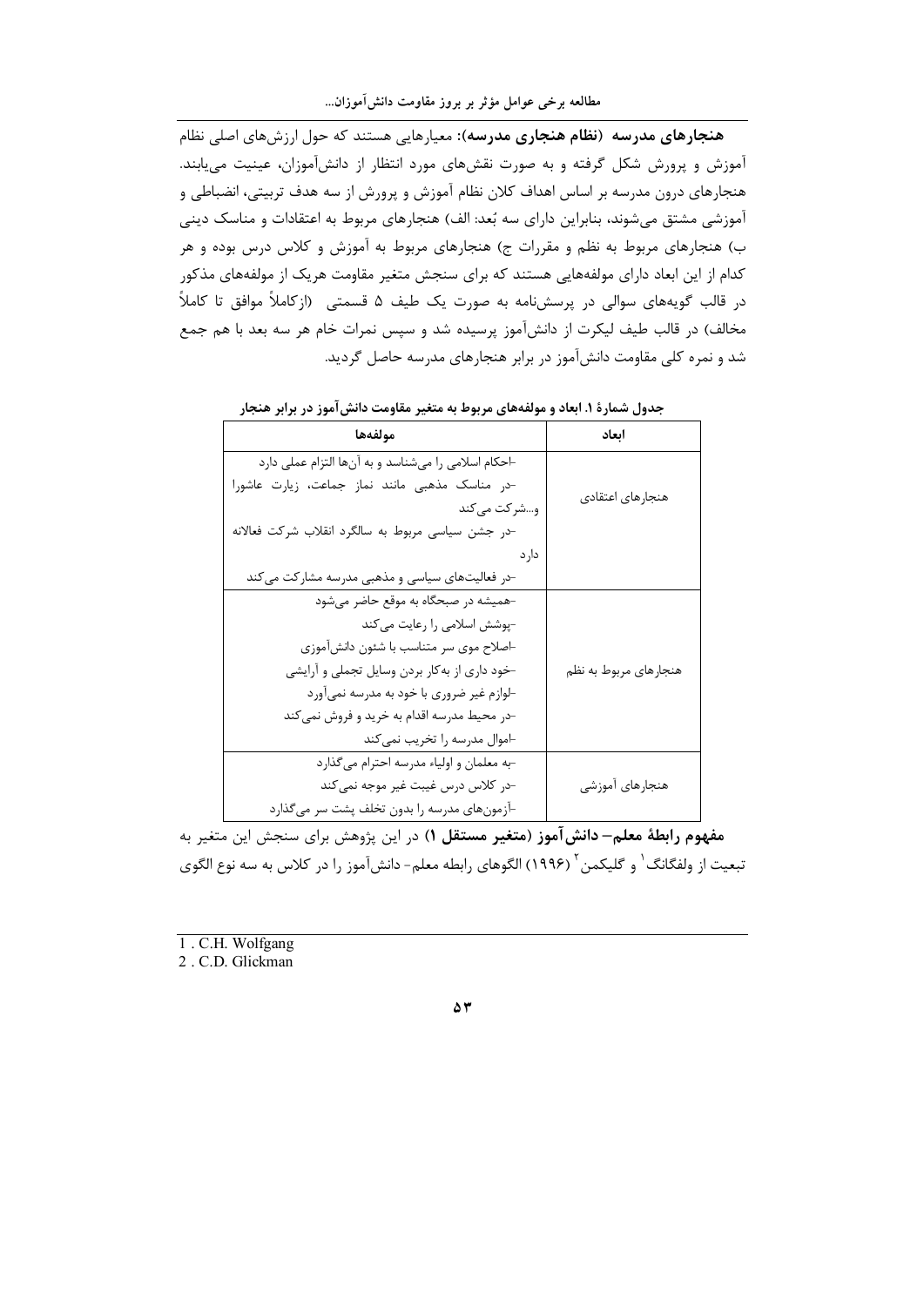**هنجارهای مدرسه (نظام هنجاری مدرسه):** معیارهایی هستند که حول ارزش‌های اصلی نظام آموزش و پرورش شکل گرفته و به صورت نقش‌های مورد انتظار از دانش‌آموزان، عینیت می‌یابند. هنجارهای درون مدرسه بر اساس اهداف کلان نظام آموزش و پرورش از سه هدف تربیتی، انضباطی و آموزشی مشتق می‌شوند، بنابراین دارای سه بُعد: الف) هنجارهای مربوط به اعتقادات و مناسک دینی ب) هنجارهای مربوط به نظم و مقررات ج) هنجارهای مربوط به آموزش و کلاس درس بوده و هر کدام از این ابعاد دارای مولفه‌هایی هستند که برای سنجش متغیر مقاومت هریک از مولفه‌های مذکور در قالب گویه‌های سوالی در پرسش‌نامه به صورت یک طیف ۵ قسمتی (ازکاملاً موافق تا کاملاً مخالف) در قالب طیف لیکرت از دانش‌آموز پرسیده شد و سپس نمرات خام هر سه بعد با هم جمع شد و نمره کلی مقاومت دانش‌آموز در برابر هنجارهای مدرسه حاصل گردید.

**جدول شمارۀ ۱. ابعاد و مولفه‌های مربوط به متغیر مقاومت دانش‌آموز در برابر هنجار**

| ابعاد | مولفه‌ها |
|---|---|
| هنجارهای اعتقادی | -احکام اسلامی را می‌شناسد و به آن‌ها التزام عملی دارد<br>-در مناسک مذهبی مانند نماز جماعت، زیارت عاشورا و...شرکت می‌کند<br>-در جشن سیاسی مربوط به سالگرد انقلاب شرکت فعالانه دارد<br>-در فعالیت‌های سیاسی و مذهبی مدرسه مشارکت می‌کند |
| هنجارهای مربوط به نظم | -همیشه در صبحگاه به موقع حاضر می‌شود<br>-پوشش اسلامی را رعایت می‌کند<br>-اصلاح موی سر متناسب با شئون دانش‌آموزی<br>-خود داری از به‌کار بردن وسایل تجملی و آرایشی<br>-لوازم غیر ضروری با خود به مدرسه نمی‌آورد<br>-در محیط مدرسه اقدام به خرید و فروش نمی‌کند<br>-اموال مدرسه را تخریب نمی‌کند |
| هنجارهای آموزشی | -به معلمان و اولیاء مدرسه احترام می‌گذارد<br>-در کلاس درس غیبت غیر موجه نمی‌کند<br>-آزمون‌های مدرسه را بدون تخلف پشت سر می‌گذارد |

**مفهوم رابطۀ معلم- دانش‌آموز (متغیر مستقل ۱)** در این پژوهش برای سنجش این متغیر به تبعیت از ولفگانگ[1] و گلیکمن[2] (۱۹۹۶) الگوهای رابطه معلم- دانش‌آموز را در کلاس به سه نوع الگوی

---

1 . C.H. Wolfgang
2 . C.D. Glickman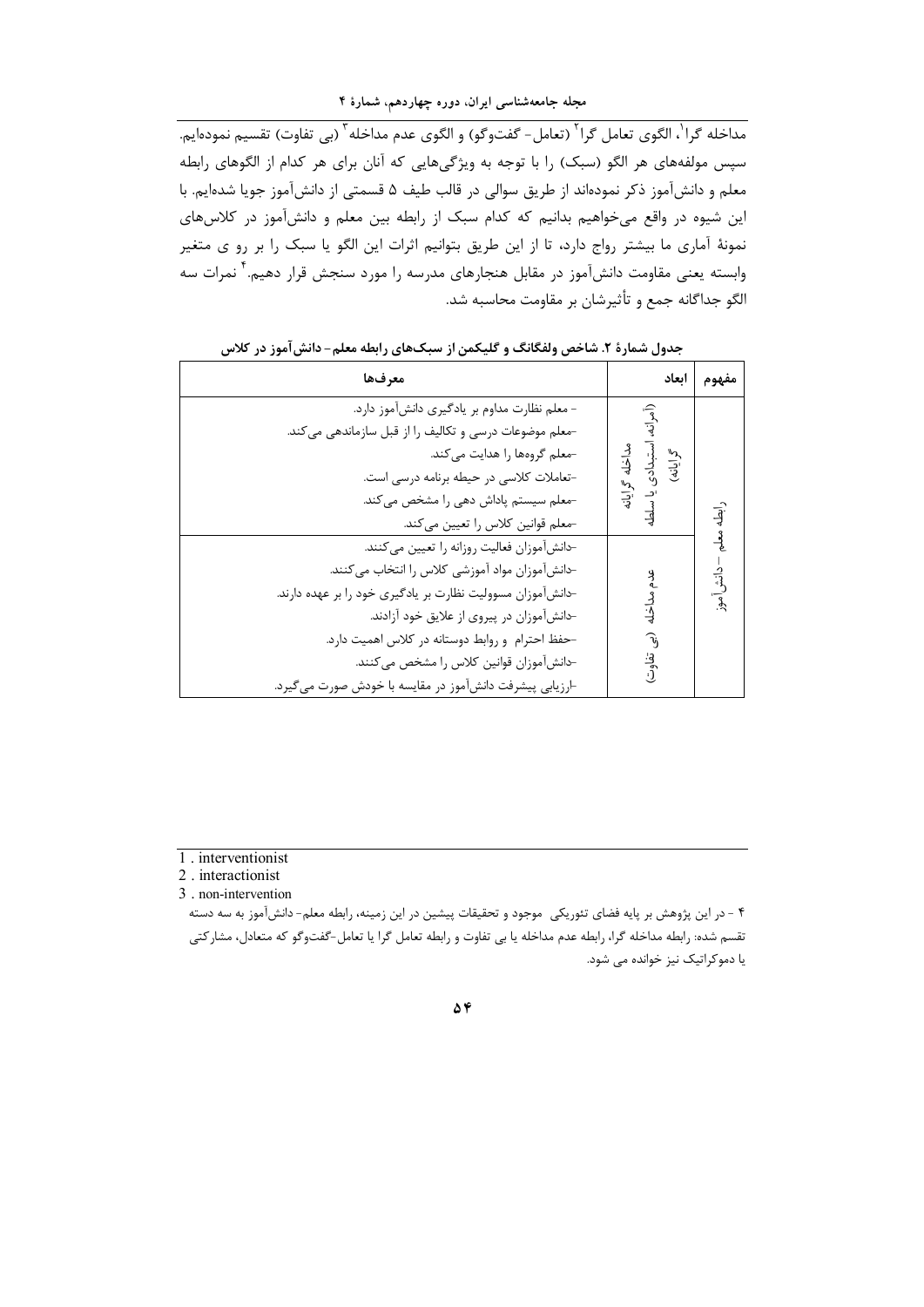مداخله گرا[1]، الگوی تعامل گرا[2] (تعامل- گفت‌وگو) و الگوی عدم مداخله[3] (بی تفاوت) تقسیم نموده‌ایم. سپس مولفه‌های هر الگو (سبک) را با توجه به ویژگی‌هایی که آنان برای هر کدام از الگوهای رابطه معلم و دانش‌آموز ذکر نموده‌اند از طریق سوالی در قالب طیف ۵ قسمتی از دانش‌آموز جویا شده‌ایم. با این شیوه در واقع می‌خواهیم بدانیم که کدام سبک از رابطه بین معلم و دانش‌آموز در کلاس‌های نمونهٔ آماری ما بیشتر رواج دارد، تا از این طریق بتوانیم اثرات این الگو یا سبک را بر رو ی متغیر وابسته یعنی مقاومت دانش‌آموز در مقابل هنجارهای مدرسه را مورد سنجش قرار دهیم.[4] نمرات سه الگو جداگانه جمع و تأثیرشان بر مقاومت محاسبه شد.

جدول شمارهٔ ۲. شاخص ولفگانگ و گلیکمن از سبک‌های رابطه معلم- دانش‌آموز در کلاس

| مفهوم | ابعاد | معرف‌ها |
|---|---|---|
| رابطه معلم – دانش‌آموز | مداخله گرایانه (آمرانه، استبدادی یا سلطه گرایانه) | - معلم نظارت مداوم بر یادگیری دانش‌آموز دارد. |
| | | -معلم موضوعات درسی و تکالیف را از قبل سازماندهی می‌کند. |
| | | -معلم گروه‌ها را هدایت می‌کند. |
| | | -تعاملات کلاسی در حیطه برنامه درسی است. |
| | | -معلم سیستم پاداش دهی را مشخص می‌کند. |
| | | -معلم قوانین کلاس را تعیین می‌کند. |
| | عدم مداخله (بی تفاوت) | -دانش‌آموزان فعالیت روزانه را تعیین می‌کنند. |
| | | -دانش‌آموزان مواد آموزشی کلاس را انتخاب می‌کنند. |
| | | -دانش‌آموزان مسوولیت نظارت بر یادگیری خود را بر عهده دارند. |
| | | -دانش‌آموزان در پیروی از علایق خود آزادند. |
| | | -حفظ احترام و روابط دوستانه در کلاس اهمیت دارد. |
| | | -دانش‌آموزان قوانین کلاس را مشخص می‌کنند. |
| | | -ارزیابی پیشرفت دانش‌آموز در مقایسه با خودش صورت می‌گیرد. |

---

1 . interventionist

2 . interactionist

3 . non-intervention

۴ - در این پژوهش بر پایه فضای تئوریکی موجود و تحقیقات پیشین در این زمینه، رابطه معلم- دانش‌آموز به سه دسته تقسیم شده: رابطه مداخله گرا، رابطه عدم مداخله یا بی تفاوت و رابطه تعامل گرا یا تعامل-گفت‌وگو که متعادل، مشارکتی یا دموکراتیک نیز خوانده می شود.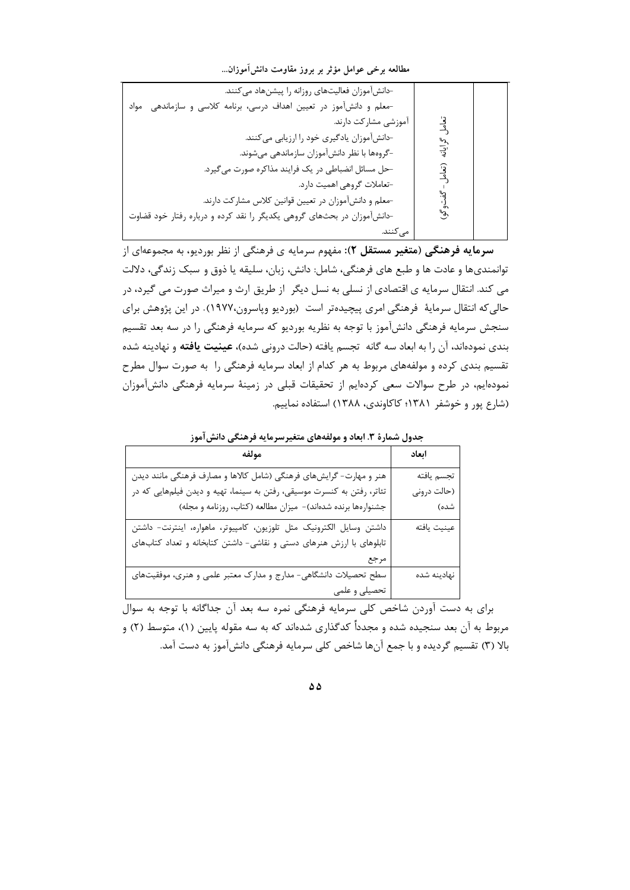| | | |
|---|---|---|
| | تعامل گرایانه (تعامل - گفت و گو) | -دانش‌آموزان فعالیت‌های روزانه را پیشنهاد می‌کنند.<br>-معلم و دانش‌آموز در تعیین اهداف درسی، برنامه کلاسی و سازماندهی مواد آموزشی مشارکت دارند.<br>-دانش‌آموزان یادگیری خود را ارزیابی می‌کنند.<br>-گروه‌ها با نظر دانش‌آموزان سازماندهی می‌شوند.<br>-حل مسائل انضباطی در یک فرایند مذاکره صورت می‌گیرد.<br>-تعاملات گروهی اهمیت دارد.<br>-معلم و دانش‌آموزان در تعیین قوانین کلاس مشارکت دارند.<br>-دانش‌آموزان در بحث‌های گروهی یکدیگر را نقد کرده و درباره رفتار خود قضاوت می‌کنند. |

**سرمایه فرهنگی (متغیر مستقل ۲)**: مفهوم سرمایه ی فرهنگی از نظر بوردیو، به مجموعه‌ای از توانمندی‌ها و عادت ها و طبع های فرهنگی، شامل: دانش، زبان، سلیقه یا ذوق و سبک زندگی، دلالت می کند. انتقال سرمایه ی اقتصادی از نسلی به نسل دیگر از طریق ارث و میراث صورت می گیرد، در حالی‌که انتقال سرمایهٔ فرهنگی امری پیچیده‌تر است (بوردیو وپاسرون،۱۹۷۷). در این پژوهش برای سنجش سرمایه فرهنگی دانش‌آموز با توجه به نظریه بوردیو که سرمایه فرهنگی را در سه بعد تقسیم بندی نموده‌اند، آن را به ابعاد سه گانه تجسم یافته (حالت درونی شده)، **عینیت یافته** و نهادینه شده تقسیم بندی کرده و مولفه‌های مربوط به هر کدام از ابعاد سرمایه فرهنگی را به صورت سوال مطرح نموده‌ایم، در طرح سوالات سعی کرده‌ایم از تحقیقات قبلی در زمینهٔ سرمایه فرهنگی دانش‌آموزان (شارع پور و خوشفر ۱۳۸۱؛ کاکاوندی، ۱۳۸۸) استفاده نماییم.

**جدول شمارهٔ ۳. ابعاد و مولفه‌های متغیرسرمایه فرهنگی دانش‌آموز**

| ابعاد | مولفه |
|---|---|
| تجسم یافته (حالت درونی شده) | هنر و مهارت- گرایش‌های فرهنگی (شامل کالاها و مصارف فرهنگی مانند دیدن تئاتر، رفتن به کنسرت موسیقی، رفتن به سینما، تهیه و دیدن فیلم‌هایی که در جشنواره‌ها برنده شده‌اند)- میزان مطالعه (کتاب، روزنامه و مجله) |
| عینیت یافته | داشتن وسایل الکترونیک مثل تلوزیون، کامپیوتر، ماهواره، اینترنت- داشتن تابلوهای با ارزش هنرهای دستی و نقاشی- داشتن کتابخانه و تعداد کتاب‌های مرجع |
| نهادینه شده | سطح تحصیلات دانشگاهی- مدارج و مدارک معتبر علمی و هنری، موفقیت‌های تحصیلی و علمی |

برای به دست آوردن شاخص کلی سرمایه فرهنگی نمره سه بعد آن جداگانه با توجه به سوال مربوط به آن بعد سنجیده شده و مجدداً کدگذاری شده‌اند که به سه مقوله پایین (۱)، متوسط (۲) و بالا (۳) تقسیم گردیده و با جمع آن‌ها شاخص کلی سرمایه فرهنگی دانش‌آموز به دست آمد.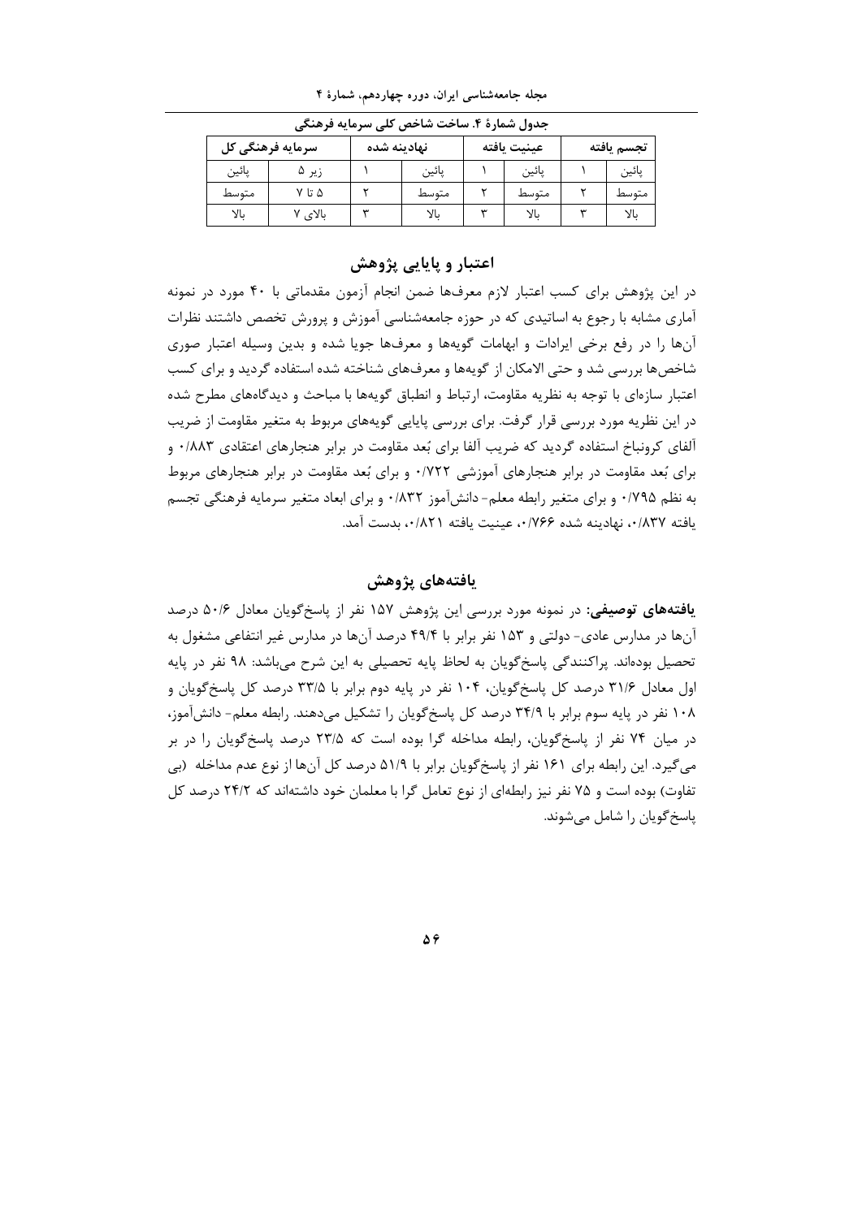جدول شمارهٔ ۴. ساخت شاخص کلی سرمایه فرهنگی

| تجسم یافته | | عینیت یافته | | نهادینه شده | | سرمایه فرهنگی کل | |
|---|---|---|---|---|---|---|---|
| پائین | ۱ | پائین | ۱ | پائین | ۱ | زیر ۵ | پائین |
| متوسط | ۲ | متوسط | ۲ | متوسط | ۲ | ۵ تا ۷ | متوسط |
| بالا | ۳ | بالا | ۳ | بالا | ۳ | بالای ۷ | بالا |

## اعتبار و پایایی پژوهش

در این پژوهش برای کسب اعتبار لازم معرفها ضمن انجام آزمون مقدماتی با ۴۰ مورد در نمونه آماری مشابه با رجوع به اساتیدی که در حوزه جامعه‌شناسی آموزش و پرورش تخصص داشتند نظرات آن‌ها را در رفع برخی ایرادات و ابهامات گویه‌ها و معرفها جویا شده و بدین وسیله اعتبار صوری شاخص‌ها بررسی شد و حتی الامکان از گویه‌ها و معرف‌های شناخته شده استفاده گردید و برای کسب اعتبار سازه‌ای با توجه به نظریه مقاومت، ارتباط و انطباق گویه‌ها با مباحث و دیدگاه‌های مطرح شده در این نظریه مورد بررسی قرار گرفت. برای بررسی پایایی گویه‌های مربوط به متغیر مقاومت از ضریب آلفای کرونباخ استفاده گردید که ضریب آلفا برای بُعد مقاومت در برابر هنجارهای اعتقادی ۰/۸۸۳ و برای بُعد مقاومت در برابر هنجارهای آموزشی ۰/۷۲۲ و برای بُعد مقاومت در برابر هنجارهای مربوط به نظم ۰/۷۹۵ و برای متغیر رابطه معلم- دانش‌آموز ۰/۸۳۲ و برای ابعاد متغیر سرمایه فرهنگی تجسم یافته ۰/۸۳۷، نهادینه شده ۰/۷۶۶، عینیت یافته ۰/۸۲۱، بدست آمد.

## یافته‌های پژوهش

**یافته‌های توصیفی:** در نمونه مورد بررسی این پژوهش ۱۵۷ نفر از پاسخ‌گویان معادل ۵۰/۶ درصد آن‌ها در مدارس عادی- دولتی و ۱۵۳ نفر برابر با ۴۹/۴ درصد آن‌ها در مدارس غیر انتفاعی مشغول به تحصیل بوده‌اند. پراکندگی پاسخ‌گویان به لحاظ پایه تحصیلی به این شرح می‌باشد: ۹۸ نفر در پایه اول معادل ۳۱/۶ درصد کل پاسخ‌گویان، ۱۰۴ نفر در پایه دوم برابر با ۳۳/۵ درصد کل پاسخ‌گویان و ۱۰۸ نفر در پایه سوم برابر با ۳۴/۹ درصد کل پاسخ‌گویان را تشکیل می‌دهند. رابطه معلم- دانش‌آموز، در میان ۷۴ نفر از پاسخ‌گویان، رابطه مداخله گرا بوده است که ۲۳/۵ درصد پاسخ‌گویان را در بر می‌گیرد. این رابطه برای ۱۶۱ نفر از پاسخ‌گویان برابر با ۵۱/۹ درصد کل آن‌ها از نوع عدم مداخله (بی تفاوت) بوده است و ۷۵ نفر نیز رابطه‌ای از نوع تعامل گرا با معلمان خود داشته‌اند که ۲۴/۲ درصد کل پاسخ‌گویان را شامل می‌شوند.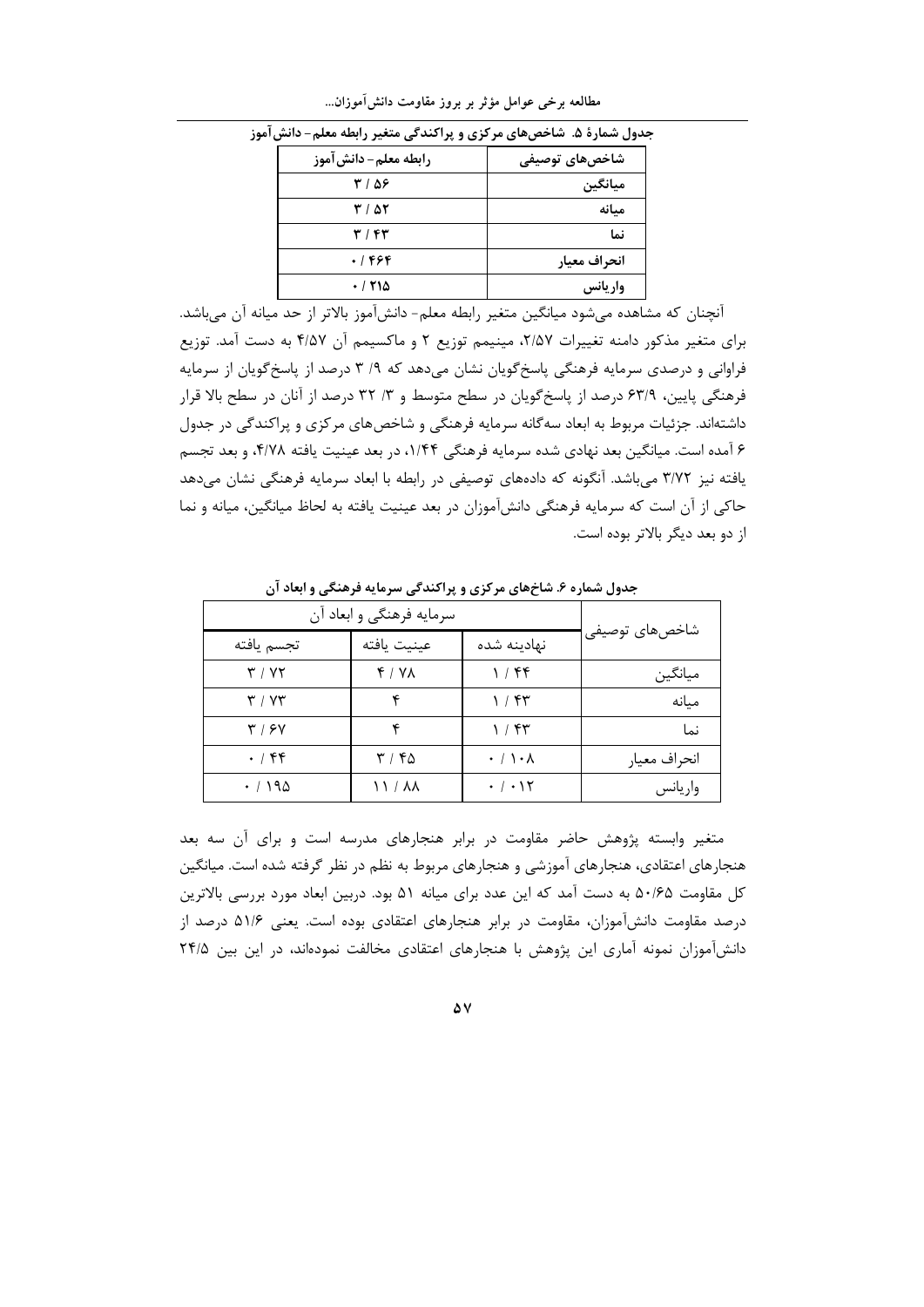جدول شمارهٔ ۵. شاخص‌های مرکزی و پراکندگی متغیر رابطه معلم- دانش‌آموز

| شاخص‌های توصیفی | رابطه معلم- دانش‌آموز |
|---|---|
| میانگین | ۳ / ۵۶ |
| میانه | ۳ / ۵۲ |
| نما | ۳ / ۴۳ |
| انحراف معیار | ۰ / ۴۶۴ |
| واریانس | ۰ / ۲۱۵ |

آنچنان که مشاهده می‌شود میانگین متغیر رابطه معلم- دانش‌آموز بالاتر از حد میانه آن می‌باشد. برای متغیر مذکور دامنه تغییرات ۲/۵۷، مینیمم توزیع ۲ و ماکسیمم آن ۴/۵۷ به دست آمد. توزیع فراوانی و درصدی سرمایه فرهنگی پاسخ‌گویان نشان می‌دهد که ۹/ ۳ درصد از پاسخ‌گویان از سرمایه فرهنگی پایین، ۶۳/۹ درصد از پاسخ‌گویان در سطح متوسط و ۳/ ۳۲ درصد از آنان در سطح بالا قرار داشته‌اند. جزئیات مربوط به ابعاد سه‌گانه سرمایه فرهنگی و شاخص‌های مرکزی و پراکندگی در جدول ۶ آمده است. میانگین بعد نهادی شده سرمایه فرهنگی ۱/۴۴، در بعد عینیت یافته ۴/۷۸، و بعد تجسم یافته نیز ۳/۷۲ می‌باشد. آنگونه که داده‌های توصیفی در رابطه با ابعاد سرمایه فرهنگی نشان می‌دهد حاکی از آن است که سرمایه فرهنگی دانش‌آموزان در بعد عینیت یافته به لحاظ میانگین، میانه و نما از دو بعد دیگر بالاتر بوده است.

جدول شماره ۶. شاخ‌های مرکزی و پراکندگی سرمایه فرهنگی و ابعاد آن

| شاخص‌های توصیفی | سرمایه فرهنگی و ابعاد آن | | |
|---|---|---|---|
| | نهادینه شده | عینیت یافته | تجسم یافته |
| میانگین | ۱ / ۴۴ | ۴ / ۷۸ | ۳ / ۷۲ |
| میانه | ۱ / ۴۳ | ۴ | ۳ / ۷۳ |
| نما | ۱ / ۴۳ | ۴ | ۳ / ۶۷ |
| انحراف معیار | ۰ / ۱۰۸ | ۳ / ۴۵ | ۰ / ۴۴ |
| واریانس | ۰ / ۰۱۲ | ۱۱ / ۸۸ | ۰ / ۱۹۵ |

متغیر وابسته پژوهش حاضر مقاومت در برابر هنجارهای مدرسه است و برای آن سه بعد هنجارهای اعتقادی، هنجارهای آموزشی و هنجارهای مربوط به نظم در نظر گرفته شده است. میانگین کل مقاومت ۵۰/۶۵ به دست آمد که این عدد برای میانه ۵۱ بود. دربین ابعاد مورد بررسی بالاترین درصد مقاومت دانش‌آموزان، مقاومت در برابر هنجارهای اعتقادی بوده است. یعنی ۵۱/۶ درصد از دانش‌آموزان نمونه آماری این پژوهش با هنجارهای اعتقادی مخالفت نموده‌اند، در این بین ۲۴/۵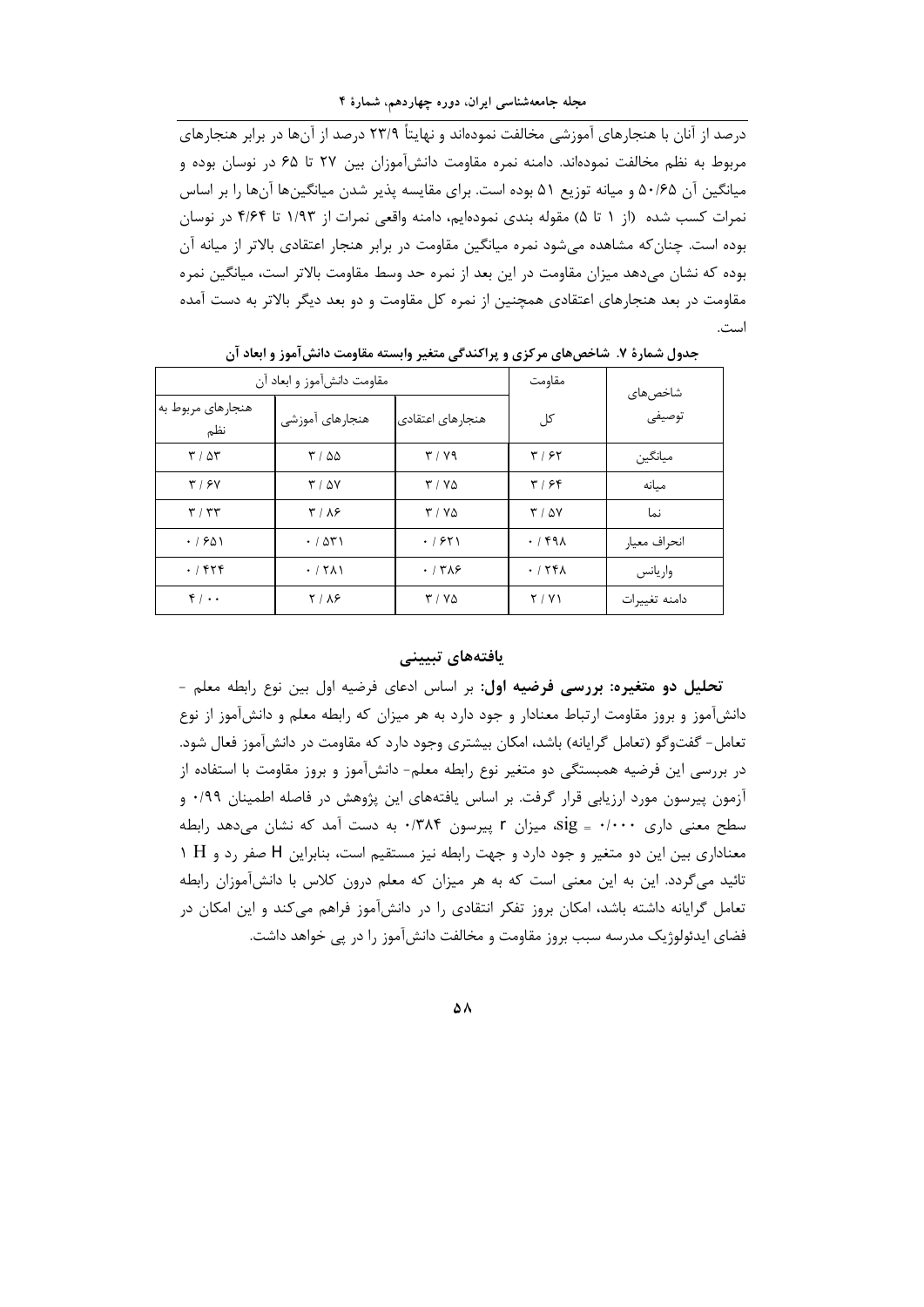درصد از آنان با هنجارهای آموزشی مخالفت نموده‌اند و نهایتاً ۲۳/۹ درصد از آن‌ها در برابر هنجارهای مربوط به نظم مخالفت نموده‌اند. دامنه نمره مقاومت دانش‌آموزان بین ۲۷ تا ۶۵ در نوسان بوده و میانگین آن ۵۰/۶۵ و میانه توزیع ۵۱ بوده است. برای مقایسه پذیر شدن میانگین‌ها آن‌ها را بر اساس نمرات کسب شده (از ۱ تا ۵) مقوله بندی نموده‌ایم، دامنه واقعی نمرات از ۱/۹۳ تا ۴/۶۴ در نوسان بوده است. چنان‌که مشاهده می‌شود نمره میانگین مقاومت در برابر هنجار اعتقادی بالاتر از میانه آن بوده که نشان می‌دهد میزان مقاومت در این بعد از نمره حد وسط مقاومت بالاتر است، میانگین نمره مقاومت در بعد هنجارهای اعتقادی همچنین از نمره کل مقاومت و دو بعد دیگر بالاتر به دست آمده است.

**جدول شمارهٔ ۷. شاخص‌های مرکزی و پراکندگی متغیر وابسته مقاومت دانش‌آموز و ابعاد آن**

| شاخص‌های توصیفی | مقاومت کل | مقاومت دانش‌آموز و ابعاد آن: هنجارهای اعتقادی | هنجارهای آموزشی | هنجارهای مربوط به نظم |
|---|---|---|---|---|
| میانگین | ۳ / ۶۲ | ۳ / ۷۹ | ۳ / ۵۵ | ۳ / ۵۳ |
| میانه | ۳ / ۶۴ | ۳ / ۷۵ | ۳ / ۵۷ | ۳ / ۶۷ |
| نما | ۳ / ۵۷ | ۳ / ۷۵ | ۳ / ۸۶ | ۳ / ۳۳ |
| انحراف معیار | ۰ / ۴۹۸ | ۰ / ۶۲۱ | ۰ / ۵۳۱ | ۰ / ۶۵۱ |
| واریانس | ۰ / ۲۴۸ | ۰ / ۳۸۶ | ۰ / ۲۸۱ | ۰ / ۴۲۴ |
| دامنه تغییرات | ۲ / ۷۱ | ۳ / ۷۵ | ۲ / ۸۶ | ۴ / ۰۰ |

## یافته‌های تبیینی

**تحلیل دو متغیره: بررسی فرضیه اول:** بر اساس ادعای فرضیه اول بین نوع رابطه معلم - دانش‌آموز و بروز مقاومت ارتباط معنادار و جود دارد به هر میزان که رابطه معلم و دانش‌آموز از نوع تعامل- گفت‌وگو (تعامل گرایانه) باشد، امکان بیشتری وجود دارد که مقاومت در دانش‌آموز فعال شود. در بررسی این فرضیه همبستگی دو متغیر نوع رابطه معلم- دانش‌آموز و بروز مقاومت با استفاده از آزمون پیرسون مورد ارزیابی قرار گرفت. بر اساس یافته‌های این پژوهش در فاصله اطمینان ۰/۹۹ و سطح معنی داری $sig = ۰/۰۰۰$، میزان r پیرسون ۰/۳۸۴ به دست آمد که نشان می‌دهد رابطه معناداری بین این دو متغیر و جود دارد و جهت رابطه نیز مستقیم است، بنابراین H صفر رد و $H_1$ تائید می‌گردد. این به این معنی است که به هر میزان که معلم درون کلاس با دانش‌آموزان رابطه تعامل گرایانه داشته باشد، امکان بروز تفکر انتقادی را در دانش‌آموز فراهم می‌کند و این امکان در فضای ایدئولوژیک مدرسه سبب بروز مقاومت و مخالفت دانش‌آموز را در پی خواهد داشت.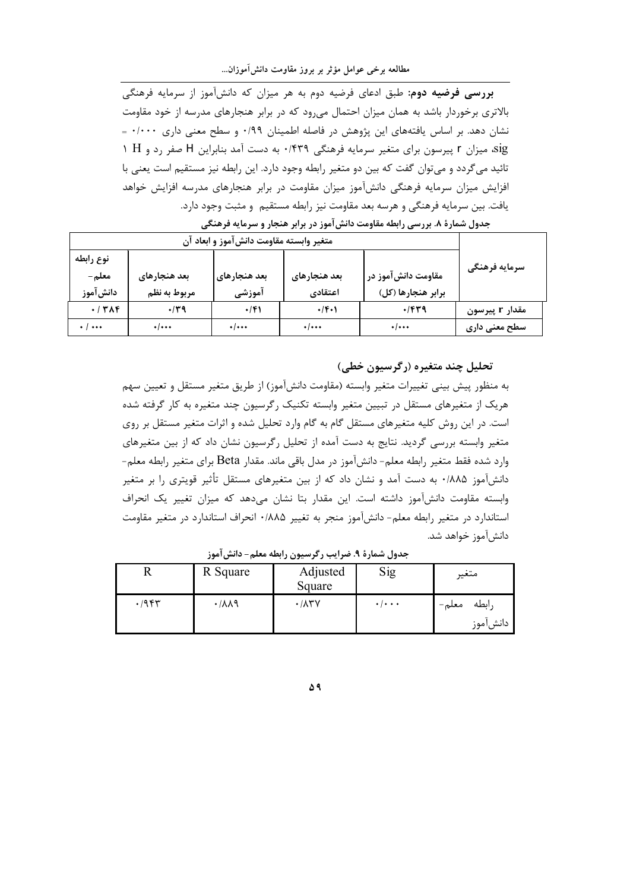**بررسی فرضیه دوم:** طبق ادعای فرضیه دوم به هر میزان که دانش‌آموز از سرمایه فرهنگی بالاتری برخوردار باشد به همان میزان احتمال می‌رود که در برابر هنجارهای مدرسه از خود مقاومت نشان دهد. بر اساس یافته‌های این پژوهش در فاصله اطمینان ۰/۹۹ و سطح معنی داری ۰/۰۰۰ = sig، میزان r پیرسون برای متغیر سرمایه فرهنگی ۰/۴۳۹ به دست آمد بنابراین H صفر رد و H ۱ تائید می‌گردد و می‌توان گفت که بین دو متغیر رابطه وجود دارد. این رابطه نیز مستقیم است یعنی با افزایش میزان سرمایه فرهنگی دانش‌آموز میزان مقاومت در برابر هنجارهای مدرسه افزایش خواهد یافت. بین سرمایه فرهنگی و هرسه بعد مقاومت نیز رابطه مستقیم و مثبت وجود دارد.

**جدول شمارهٔ ۸. بررسی رابطه مقاومت دانش‌آموز در برابر هنجار و سرمایه فرهنگی**

| سرمایه فرهنگی | متغیر وابسته مقاومت دانش‌آموز و ابعاد آن | | | | |
|---|---|---|---|---|---|
| | مقاومت دانش‌آموز در برابر هنجارها (کل) | بعد هنجارهای اعتقادی | بعد هنجارهای آموزشی | بعد هنجارهای مربوط به نظم | نوع رابطه معلم- دانش‌آموز |
| مقدار r پیرسون | ۰/۴۳۹ | ۰/۴۰۱ | ۰/۴۱ | ۰/۳۹ | ۰/۳۸۴ |
| سطح معنی داری | ۰/۰۰۰ | ۰/۰۰۰ | ۰/۰۰۰ | ۰/۰۰۰ | ۰/۰۰۰ |

### تحلیل چند متغیره (رگرسیون خطی)

به منظور پیش بینی تغییرات متغیر وابسته (مقاومت دانش‌آموز) از طریق متغیر مستقل و تعیین سهم هریک از متغیرهای مستقل در تبیین متغیر وابسته تکنیک رگرسیون چند متغیره به کار گرفته شده است. در این روش کلیه متغیرهای مستقل گام به گام وارد تحلیل شده و اثرات متغیر مستقل بر روی متغیر وابسته بررسی گردید. نتایج به دست آمده از تحلیل رگرسیون نشان داد که از بین متغیرهای وارد شده فقط متغیر رابطه معلم- دانش‌آموز در مدل باقی ماند. مقدار Beta برای متغیر رابطه معلم- دانش‌آموز ۰/۸۸۵ به دست آمد و نشان داد که از بین متغیرهای مستقل تأثیر قویتری را بر متغیر وابسته مقاومت دانش‌آموز داشته است. این مقدار بتا نشان می‌دهد که میزان تغییر یک انحراف استاندارد در متغیر رابطه معلم- دانش‌آموز منجر به تغییر ۰/۸۸۵ انحراف استاندارد در متغیر مقاومت دانش‌آموز خواهد شد.

**جدول شمارهٔ ۹. ضرایب رگرسیون رابطه معلم- دانش‌آموز**

| متغیر | Sig | Adjusted Square | R Square | R |
|---|---|---|---|---|
| رابطه معلم- دانش‌آموز | ۰/۰۰۰ | ۰/۸۳۷ | ۰/۸۸۹ | ۰/۹۴۳ |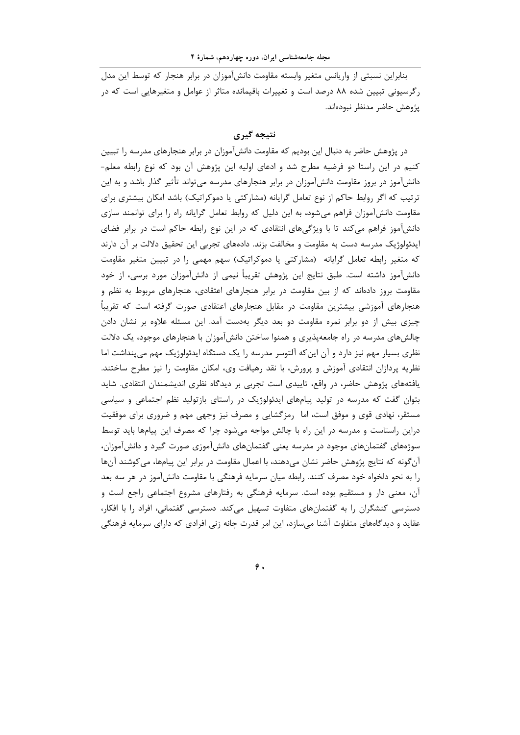بنابراین نسبتی از واریانس متغیر وابسته مقاومت دانش‌آموزان در برابر هنجار که توسط این مدل رگرسیونی تبیین شده ۸۸ درصد است و تغییرات باقیمانده متاثر از عوامل و متغیرهایی است که در پژوهش حاضر مدنظر نبوده‌اند.

## نتیجه گیری

در پژوهش حاضر به دنبال این بودیم که مقاومت دانش‌آموزان در برابر هنجارهای مدرسه را تبیین کنیم در این راستا دو فرضیه مطرح شد و ادعای اولیه این پژوهش آن بود که نوع رابطه معلم-دانش‌آموز در بروز مقاومت دانش‌آموزان در برابر هنجارهای مدرسه می‌تواند تأثیر گذار باشد و به این ترتیب که اگر روابط حاکم از نوع تعامل گرایانه (مشارکتی یا دموکراتیک) باشد امکان بیشتری برای مقاومت دانش‌آموزان فراهم می‌شود، به این دلیل که روابط تعامل گرایانه راه را برای توانمند سازی دانش‌آموز فراهم می‌کند تا با ویژگی‌های انتقادی که در این نوع رابطه حاکم است در برابر فضای ایدئولوژیک مدرسه دست به مقاومت و مخالفت بزند. داده‌های تجربی این تحقیق دلالت بر آن دارند که متغیر رابطه تعامل گرایانه (مشارکتی یا دموکراتیک) سهم مهمی را در تبیین متغیر مقاومت دانش‌آموز داشته است. طبق نتایج این پژوهش تقریباً نیمی از دانش‌آموزان مورد بررسی، از خود مقاومت بروز داده‌اند که از بین مقاومت در برابر هنجارهای اعتقادی، هنجارهای مربوط به نظم و هنجارهای آموزشی بیشترین مقاومت در مقابل هنجارهای اعتقادی صورت گرفته است که تقریباً چیزی بیش از دو برابر نمره مقاومت دو بعد دیگر به‌دست آمد. این مسئله علاوه بر نشان دادن چالش‌های مدرسه در راه جامعه‌پذیری و همنوا ساختن دانش‌آموزان با هنجارهای موجود، یک دلالت نظری بسیار مهم نیز دارد و آن این‌که آلتوسر مدرسه را یک دستگاه ایدئولوژیک مهم می‌پنداشت اما نظریه پردازان انتقادی آموزش و پرورش، با نقد رهیافت وی، امکان مقاومت را نیز مطرح ساختند. یافته‌های پژوهش حاضر، در واقع، تاییدی است تجربی بر دیدگاه نظری اندیشمندان انتقادی. شاید بتوان گفت که مدرسه در تولید پیام‌های ایدئولوژیک در راستای بازتولید نظم اجتماعی و سیاسی مستقر، نهادی قوی و موفق است، اما رمزگشایی و مصرف نیز وجهی مهم و ضروری برای موفقیت دراین راستاست و مدرسه در این راه با چالش مواجه می‌شود چرا که مصرف این پیام‌ها باید توسط سوژه‌های گفتمان‌های موجود در مدرسه یعنی گفتمان‌های دانش‌آموزی صورت گیرد و دانش‌آموزان، آن‌گونه که نتایج پژوهش حاضر نشان می‌دهند، با اعمال مقاومت در برابر این پیام‌ها، می‌کوشند آن‌ها را به نحو دلخواه خود مصرف کنند. رابطه میان سرمایه فرهنگی با مقاومت دانش‌آموز در هر سه بعد آن، معنی دار و مستقیم بوده است. سرمایه فرهنگی به رفتارهای مشروع اجتماعی راجع است و دسترسی کنشگران را به گفتمان‌های متفاوت تسهیل می‌کند. دسترسی گفتمانی، افراد را با افکار، عقاید و دیدگاه‌های متفاوت آشنا می‌سازد، این امر قدرت چانه زنی افرادی که دارای سرمایه فرهنگی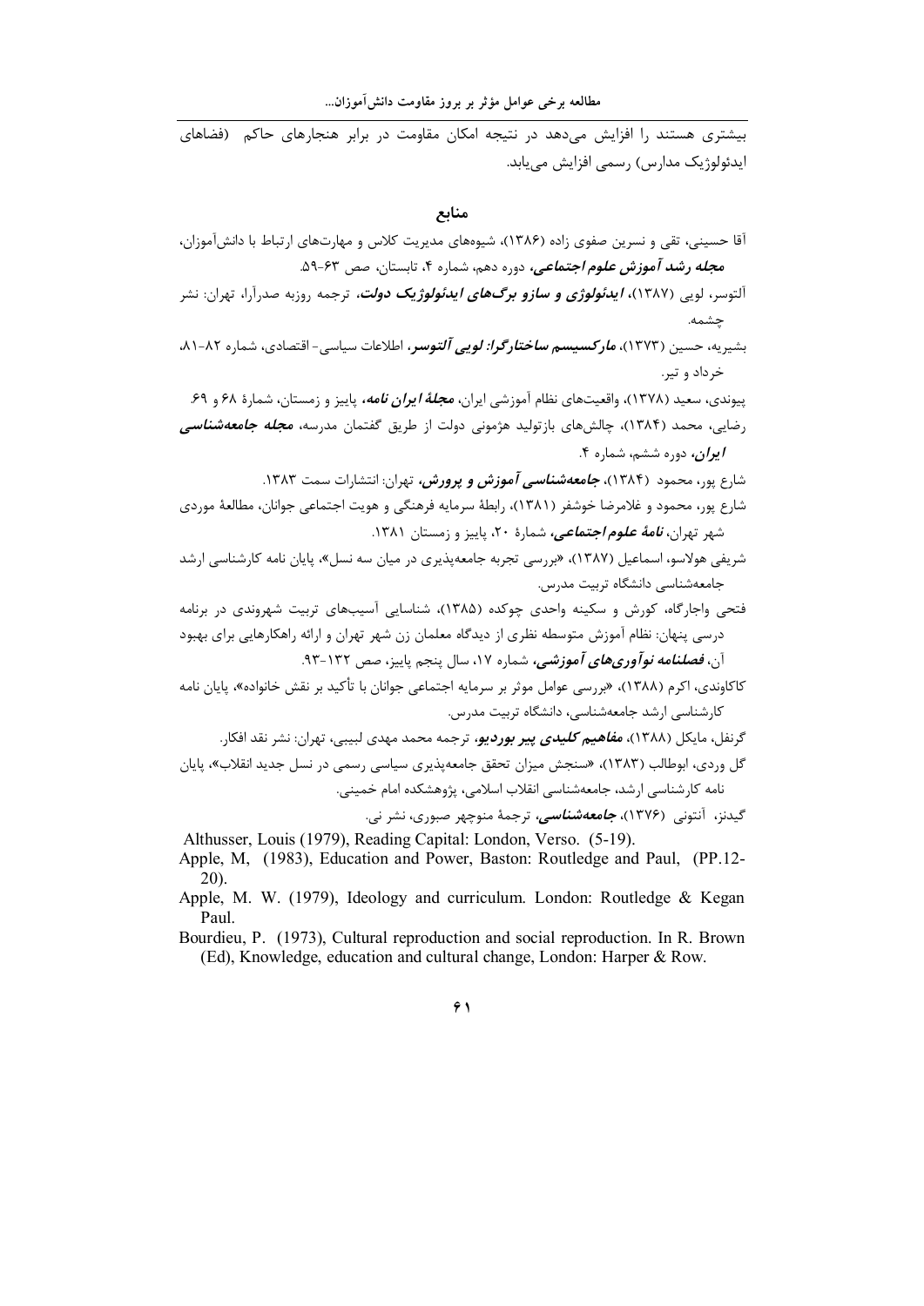بیشتری هستند را افزایش می‌دهد در نتیجه امکان مقاومت در برابر هنجارهای حاکم (فضاهای ایدئولوژیک مدارس) رسمی افزایش می‌یابد.

## منابع

آقا حسینی، تقی و نسرین صفوی زاده (۱۳۸۶)، شیوه‌های مدیریت کلاس و مهارت‌های ارتباط با دانش‌آموزان، ***مجله رشد آموزش علوم اجتماعی***، دوره دهم، شماره ۴، تابستان، صص ۶۳-۵۹.

آلتوسر، لویی (۱۳۸۷)، ***ایدئولوژی و سازو برگ‌های ایدئولوژیک دولت***، ترجمه روزبه صدرآرا، تهران: نشر چشمه.

بشیریه، حسین (۱۳۷۳)، ***مارکسیسم ساختارگرا: لویی آلتوسر***، اطلاعات سیاسی- اقتصادی، شماره ۸۲-۸۱، خرداد و تیر.

پیوندی، سعید (۱۳۷۸)، واقعیت‌های نظام آموزشی ایران، ***مجلهٔ ایران نامه***، پاییز و زمستان، شمارهٔ ۶۸ و ۶۹.

رضایی، محمد (۱۳۸۴)، چالش‌های بازتولید هژمونی دولت از طریق گفتمان مدرسه، ***مجله جامعه‌شناسی ایران***، دوره ششم، شماره ۴.

شارع پور، محمود (۱۳۸۴)، ***جامعه‌شناسی آموزش و پرورش***، تهران: انتشارات سمت ۱۳۸۳.

شارع پور، محمود و غلامرضا خوشفر (۱۳۸۱)، رابطهٔ سرمایه فرهنگی و هویت اجتماعی جوانان، مطالعهٔ موردی شهر تهران، ***نامهٔ علوم اجتماعی***، شمارهٔ ۲۰، پاییز و زمستان ۱۳۸۱.

شریفی هولاسو، اسماعیل (۱۳۸۷)، «بررسی تجربه جامعه‌پذیری در میان سه نسل»، پایان نامه کارشناسی ارشد جامعه‌شناسی دانشگاه تربیت مدرس.

فتحی واجارگاه، کورش و سکینه واحدی چوکده (۱۳۸۵)، شناسایی آسیب‌های تربیت شهروندی در برنامه درسی پنهان: نظام آموزش متوسطه نظری از دیدگاه معلمان زن شهر تهران و ارائه راهکارهایی برای بهبود آن، ***فصلنامه نوآوری‌های آموزشی***، شماره ۱۷، سال پنجم پاییز، صص ۱۳۲-۹۳.

کاکاوندی، اکرم (۱۳۸۸)، «بررسی عوامل موثر بر سرمایه اجتماعی جوانان با تأکید بر نقش خانواده»، پایان نامه کارشناسی ارشد جامعه‌شناسی، دانشگاه تربیت مدرس.

گرنفل، مایکل (۱۳۸۸)، ***مفاهیم کلیدی پیر بوردیو***، ترجمه محمد مهدی لبیبی، تهران: نشر نقد افکار.

گل وردی، ابوطالب (۱۳۸۳)، «سنجش میزان تحقق جامعه‌پذیری سیاسی رسمی در نسل جدید انقلاب»، پایان نامه کارشناسی ارشد، جامعه‌شناسی انقلاب اسلامی، پژوهشکده امام خمینی.

گیدنز، آنتونی (۱۳۷۶)، ***جامعه‌شناسی***، ترجمهٔ منوچهر صبوری، نشر نی.

Althusser, Louis (1979), Reading Capital: London, Verso. (5-19).

Apple, M, (1983), Education and Power, Baston: Routledge and Paul, (PP.12-20).

Apple, M. W. (1979), Ideology and curriculum. London: Routledge & Kegan Paul.

Bourdieu, P. (1973), Cultural reproduction and social reproduction. In R. Brown (Ed), Knowledge, education and cultural change, London: Harper & Row.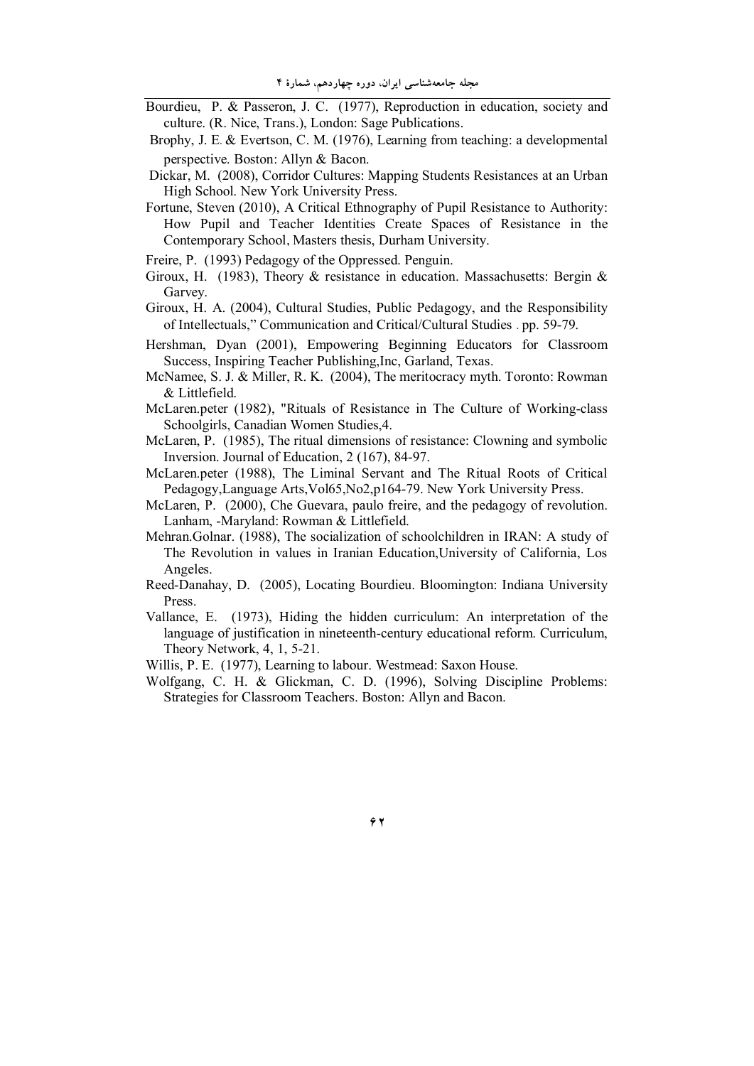Bourdieu, P. & Passeron, J. C. (1977), Reproduction in education, society and culture. (R. Nice, Trans.), London: Sage Publications.

Brophy, J. E. & Evertson, C. M. (1976), Learning from teaching: a developmental perspective. Boston: Allyn & Bacon.

Dickar, M. (2008), Corridor Cultures: Mapping Students Resistances at an Urban High School. New York University Press.

Fortune, Steven (2010), A Critical Ethnography of Pupil Resistance to Authority: How Pupil and Teacher Identities Create Spaces of Resistance in the Contemporary School, Masters thesis, Durham University.

Freire, P. (1993) Pedagogy of the Oppressed. Penguin.

Giroux, H. (1983), Theory & resistance in education. Massachusetts: Bergin & Garvey.

Giroux, H. A. (2004), Cultural Studies, Public Pedagogy, and the Responsibility of Intellectuals," Communication and Critical/Cultural Studies . pp. 59-79.

Hershman, Dyan (2001), Empowering Beginning Educators for Classroom Success, Inspiring Teacher Publishing,Inc, Garland, Texas.

McNamee, S. J. & Miller, R. K. (2004), The meritocracy myth. Toronto: Rowman & Littlefield.

McLaren.peter (1982), "Rituals of Resistance in The Culture of Working-class Schoolgirls, Canadian Women Studies,4.

McLaren, P. (1985), The ritual dimensions of resistance: Clowning and symbolic Inversion. Journal of Education, 2 (167), 84-97.

McLaren.peter (1988), The Liminal Servant and The Ritual Roots of Critical Pedagogy,Language Arts,Vol65,No2,p164-79. New York University Press.

McLaren, P. (2000), Che Guevara, paulo freire, and the pedagogy of revolution. Lanham, -Maryland: Rowman & Littlefield.

Mehran.Golnar. (1988), The socialization of schoolchildren in IRAN: A study of The Revolution in values in Iranian Education,University of California, Los Angeles.

Reed-Danahay, D. (2005), Locating Bourdieu. Bloomington: Indiana University Press.

Vallance, E. (1973), Hiding the hidden curriculum: An interpretation of the language of justification in nineteenth-century educational reform. Curriculum, Theory Network, 4, 1, 5-21.

Willis, P. E. (1977), Learning to labour. Westmead: Saxon House.

Wolfgang, C. H. & Glickman, C. D. (1996), Solving Discipline Problems: Strategies for Classroom Teachers. Boston: Allyn and Bacon.